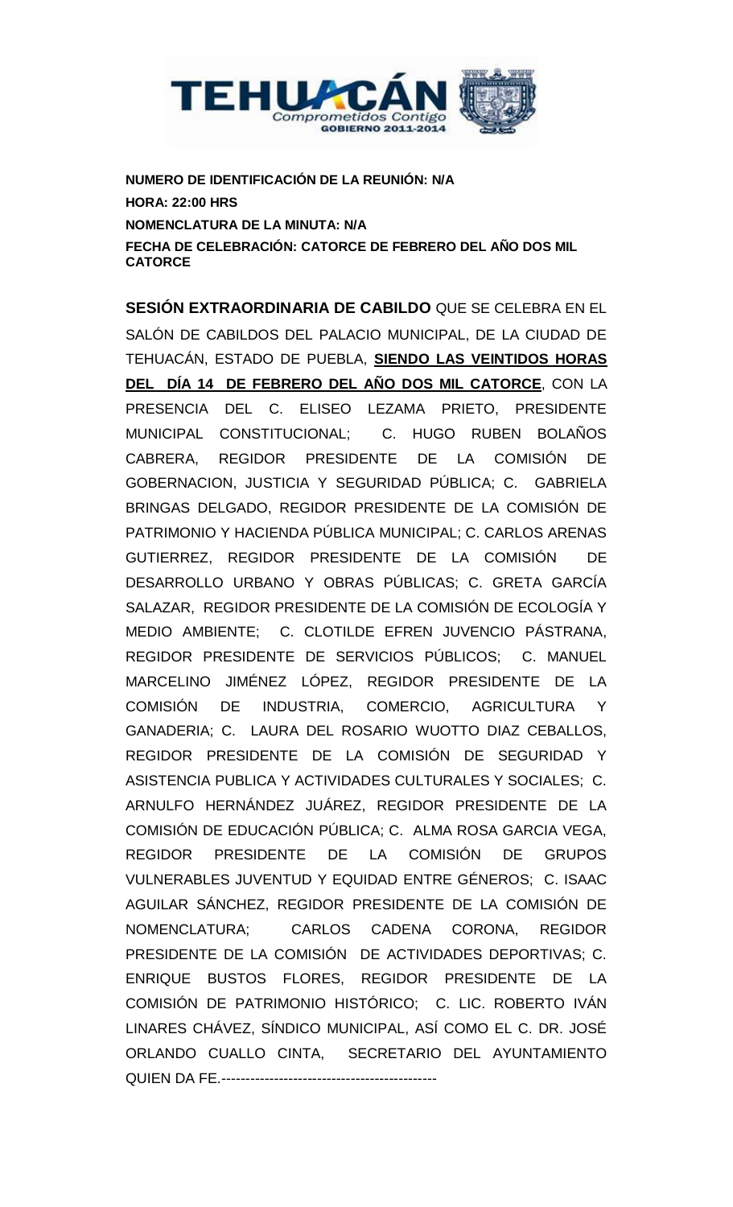**NUMERO DE IDENTIFICACIÓN DE LA REUNIÓN: N/A**
**HORA: 22:00 HRS**
**NOMENCLATURA DE LA MINUTA: N/A**
**FECHA DE CELEBRACIÓN: CATORCE DE FEBRERO DEL AÑO DOS MIL CATORCE**

**SESIÓN EXTRAORDINARIA DE CABILDO** QUE SE CELEBRA EN EL SALÓN DE CABILDOS DEL PALACIO MUNICIPAL, DE LA CIUDAD DE TEHUACÁN, ESTADO DE PUEBLA, **SIENDO LAS VEINTIDOS HORAS DEL DÍA 14 DE FEBRERO DEL AÑO DOS MIL CATORCE**, CON LA PRESENCIA DEL C. ELISEO LEZAMA PRIETO, PRESIDENTE MUNICIPAL CONSTITUCIONAL; C. HUGO RUBEN BOLAÑOS CABRERA, REGIDOR PRESIDENTE DE LA COMISIÓN DE GOBERNACION, JUSTICIA Y SEGURIDAD PÚBLICA; C. GABRIELA BRINGAS DELGADO, REGIDOR PRESIDENTE DE LA COMISIÓN DE PATRIMONIO Y HACIENDA PÚBLICA MUNICIPAL; C. CARLOS ARENAS GUTIERREZ, REGIDOR PRESIDENTE DE LA COMISIÓN DE DESARROLLO URBANO Y OBRAS PÚBLICAS; C. GRETA GARCÍA SALAZAR, REGIDOR PRESIDENTE DE LA COMISIÓN DE ECOLOGÍA Y MEDIO AMBIENTE; C. CLOTILDE EFREN JUVENCIO PÁSTRANA, REGIDOR PRESIDENTE DE SERVICIOS PÚBLICOS; C. MANUEL MARCELINO JIMÉNEZ LÓPEZ, REGIDOR PRESIDENTE DE LA COMISIÓN DE INDUSTRIA, COMERCIO, AGRICULTURA Y GANADERIA; C. LAURA DEL ROSARIO WUOTTO DIAZ CEBALLOS, REGIDOR PRESIDENTE DE LA COMISIÓN DE SEGURIDAD Y ASISTENCIA PUBLICA Y ACTIVIDADES CULTURALES Y SOCIALES; C. ARNULFO HERNÁNDEZ JUÁREZ, REGIDOR PRESIDENTE DE LA COMISIÓN DE EDUCACIÓN PÚBLICA; C. ALMA ROSA GARCIA VEGA, REGIDOR PRESIDENTE DE LA COMISIÓN DE GRUPOS VULNERABLES JUVENTUD Y EQUIDAD ENTRE GÉNEROS; C. ISAAC AGUILAR SÁNCHEZ, REGIDOR PRESIDENTE DE LA COMISIÓN DE NOMENCLATURA; CARLOS CADENA CORONA, REGIDOR PRESIDENTE DE LA COMISIÓN DE ACTIVIDADES DEPORTIVAS; C. ENRIQUE BUSTOS FLORES, REGIDOR PRESIDENTE DE LA COMISIÓN DE PATRIMONIO HISTÓRICO; C. LIC. ROBERTO IVÁN LINARES CHÁVEZ, SÍNDICO MUNICIPAL, ASÍ COMO EL C. DR. JOSÉ ORLANDO CUALLO CINTA, SECRETARIO DEL AYUNTAMIENTO QUIEN DA FE.---------------------------------------------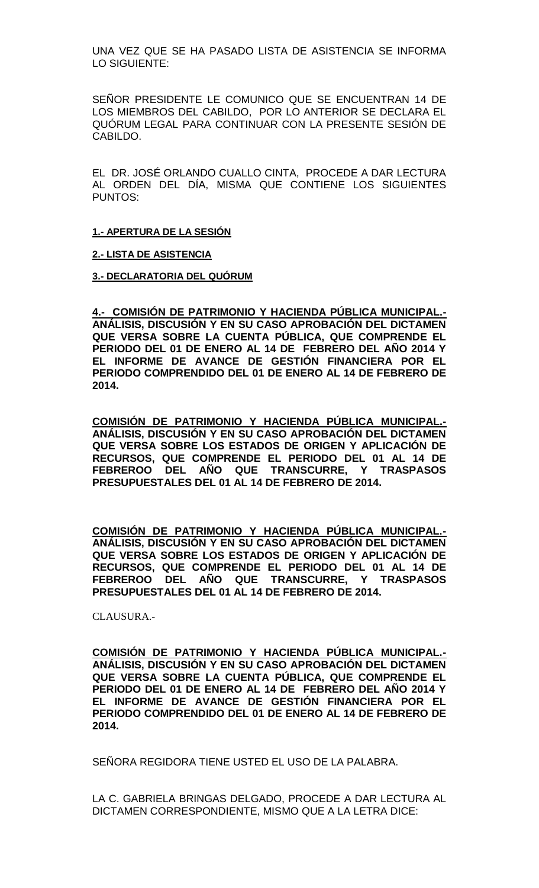UNA VEZ QUE SE HA PASADO LISTA DE ASISTENCIA SE INFORMA LO SIGUIENTE:

SEÑOR PRESIDENTE LE COMUNICO QUE SE ENCUENTRAN 14 DE LOS MIEMBROS DEL CABILDO, POR LO ANTERIOR SE DECLARA EL QUÓRUM LEGAL PARA CONTINUAR CON LA PRESENTE SESIÓN DE CABILDO.

EL DR. JOSÉ ORLANDO CUALLO CINTA, PROCEDE A DAR LECTURA AL ORDEN DEL DÍA, MISMA QUE CONTIENE LOS SIGUIENTES PUNTOS:

**1.- APERTURA DE LA SESIÓN**

**2.- LISTA DE ASISTENCIA**

**3.- DECLARATORIA DEL QUÓRUM**

**4.- COMISIÓN DE PATRIMONIO Y HACIENDA PÚBLICA MUNICIPAL.- ANÁLISIS, DISCUSIÓN Y EN SU CASO APROBACIÓN DEL DICTAMEN QUE VERSA SOBRE LA CUENTA PÚBLICA, QUE COMPRENDE EL PERIODO DEL 01 DE ENERO AL 14 DE FEBRERO DEL AÑO 2014 Y EL INFORME DE AVANCE DE GESTIÓN FINANCIERA POR EL PERIODO COMPRENDIDO DEL 01 DE ENERO AL 14 DE FEBRERO DE 2014.**

**COMISIÓN DE PATRIMONIO Y HACIENDA PÚBLICA MUNICIPAL.- ANÁLISIS, DISCUSIÓN Y EN SU CASO APROBACIÓN DEL DICTAMEN QUE VERSA SOBRE LOS ESTADOS DE ORIGEN Y APLICACIÓN DE RECURSOS, QUE COMPRENDE EL PERIODO DEL 01 AL 14 DE FEBREROO DEL AÑO QUE TRANSCURRE, Y TRASPASOS PRESUPUESTALES DEL 01 AL 14 DE FEBRERO DE 2014.**

**COMISIÓN DE PATRIMONIO Y HACIENDA PÚBLICA MUNICIPAL.- ANÁLISIS, DISCUSIÓN Y EN SU CASO APROBACIÓN DEL DICTAMEN QUE VERSA SOBRE LOS ESTADOS DE ORIGEN Y APLICACIÓN DE RECURSOS, QUE COMPRENDE EL PERIODO DEL 01 AL 14 DE FEBREROO DEL AÑO QUE TRANSCURRE, Y TRASPASOS PRESUPUESTALES DEL 01 AL 14 DE FEBRERO DE 2014.**

CLAUSURA.-

**COMISIÓN DE PATRIMONIO Y HACIENDA PÚBLICA MUNICIPAL.- ANÁLISIS, DISCUSIÓN Y EN SU CASO APROBACIÓN DEL DICTAMEN QUE VERSA SOBRE LA CUENTA PÚBLICA, QUE COMPRENDE EL PERIODO DEL 01 DE ENERO AL 14 DE FEBRERO DEL AÑO 2014 Y EL INFORME DE AVANCE DE GESTIÓN FINANCIERA POR EL PERIODO COMPRENDIDO DEL 01 DE ENERO AL 14 DE FEBRERO DE 2014.**

SEÑORA REGIDORA TIENE USTED EL USO DE LA PALABRA.

LA C. GABRIELA BRINGAS DELGADO, PROCEDE A DAR LECTURA AL DICTAMEN CORRESPONDIENTE, MISMO QUE A LA LETRA DICE: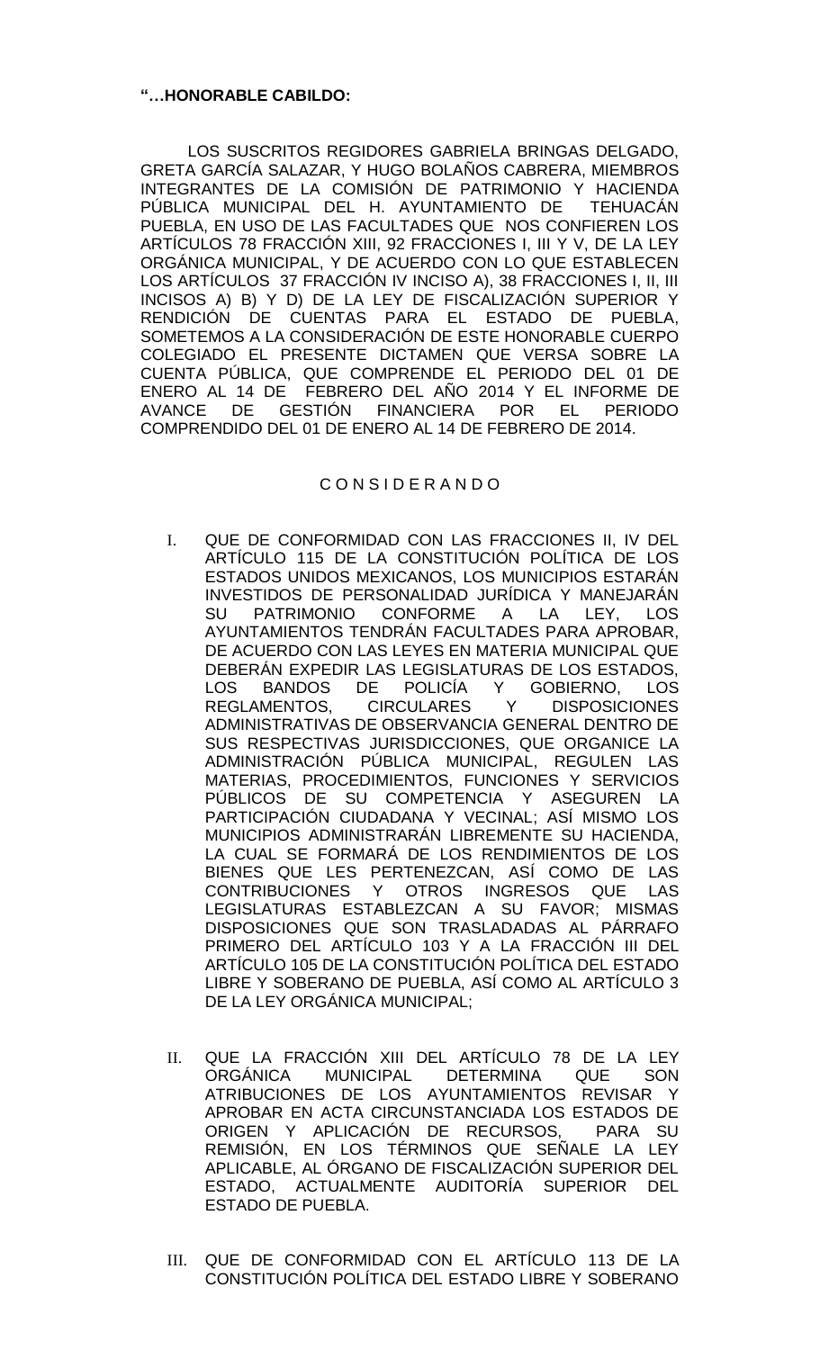**"…HONORABLE CABILDO:**

LOS SUSCRITOS REGIDORES GABRIELA BRINGAS DELGADO, GRETA GARCÍA SALAZAR, Y HUGO BOLAÑOS CABRERA, MIEMBROS INTEGRANTES DE LA COMISIÓN DE PATRIMONIO Y HACIENDA PÚBLICA MUNICIPAL DEL H. AYUNTAMIENTO DE TEHUACÁN PUEBLA, EN USO DE LAS FACULTADES QUE NOS CONFIEREN LOS ARTÍCULOS 78 FRACCIÓN XIII, 92 FRACCIONES I, III Y V, DE LA LEY ORGÁNICA MUNICIPAL, Y DE ACUERDO CON LO QUE ESTABLECEN LOS ARTÍCULOS 37 FRACCIÓN IV INCISO A), 38 FRACCIONES I, II, III INCISOS A) B) Y D) DE LA LEY DE FISCALIZACIÓN SUPERIOR Y RENDICIÓN DE CUENTAS PARA EL ESTADO DE PUEBLA, SOMETEMOS A LA CONSIDERACIÓN DE ESTE HONORABLE CUERPO COLEGIADO EL PRESENTE DICTAMEN QUE VERSA SOBRE LA CUENTA PÚBLICA, QUE COMPRENDE EL PERIODO DEL 01 DE ENERO AL 14 DE FEBRERO DEL AÑO 2014 Y EL INFORME DE AVANCE DE GESTIÓN FINANCIERA POR EL PERIODO COMPRENDIDO DEL 01 DE ENERO AL 14 DE FEBRERO DE 2014.

C O N S I D E R A N D O

I. QUE DE CONFORMIDAD CON LAS FRACCIONES II, IV DEL ARTÍCULO 115 DE LA CONSTITUCIÓN POLÍTICA DE LOS ESTADOS UNIDOS MEXICANOS, LOS MUNICIPIOS ESTARÁN INVESTIDOS DE PERSONALIDAD JURÍDICA Y MANEJARÁN SU PATRIMONIO CONFORME A LA LEY, LOS AYUNTAMIENTOS TENDRÁN FACULTADES PARA APROBAR, DE ACUERDO CON LAS LEYES EN MATERIA MUNICIPAL QUE DEBERÁN EXPEDIR LAS LEGISLATURAS DE LOS ESTADOS, LOS BANDOS DE POLICÍA Y GOBIERNO, LOS REGLAMENTOS, CIRCULARES Y DISPOSICIONES ADMINISTRATIVAS DE OBSERVANCIA GENERAL DENTRO DE SUS RESPECTIVAS JURISDICCIONES, QUE ORGANICE LA ADMINISTRACIÓN PÚBLICA MUNICIPAL, REGULEN LAS MATERIAS, PROCEDIMIENTOS, FUNCIONES Y SERVICIOS PÚBLICOS DE SU COMPETENCIA Y ASEGUREN LA PARTICIPACIÓN CIUDADANA Y VECINAL; ASÍ MISMO LOS MUNICIPIOS ADMINISTRARÁN LIBREMENTE SU HACIENDA, LA CUAL SE FORMARÁ DE LOS RENDIMIENTOS DE LOS BIENES QUE LES PERTENEZCAN, ASÍ COMO DE LAS CONTRIBUCIONES Y OTROS INGRESOS QUE LAS LEGISLATURAS ESTABLEZCAN A SU FAVOR; MISMAS DISPOSICIONES QUE SON TRASLADADAS AL PÁRRAFO PRIMERO DEL ARTÍCULO 103 Y A LA FRACCIÓN III DEL ARTÍCULO 105 DE LA CONSTITUCIÓN POLÍTICA DEL ESTADO LIBRE Y SOBERANO DE PUEBLA, ASÍ COMO AL ARTÍCULO 3 DE LA LEY ORGÁNICA MUNICIPAL;

II. QUE LA FRACCIÓN XIII DEL ARTÍCULO 78 DE LA LEY ORGÁNICA MUNICIPAL DETERMINA QUE SON ATRIBUCIONES DE LOS AYUNTAMIENTOS REVISAR Y APROBAR EN ACTA CIRCUNSTANCIADA LOS ESTADOS DE ORIGEN Y APLICACIÓN DE RECURSOS, PARA SU REMISIÓN, EN LOS TÉRMINOS QUE SEÑALE LA LEY APLICABLE, AL ÓRGANO DE FISCALIZACIÓN SUPERIOR DEL ESTADO, ACTUALMENTE AUDITORÍA SUPERIOR DEL ESTADO DE PUEBLA.

III. QUE DE CONFORMIDAD CON EL ARTÍCULO 113 DE LA CONSTITUCIÓN POLÍTICA DEL ESTADO LIBRE Y SOBERANO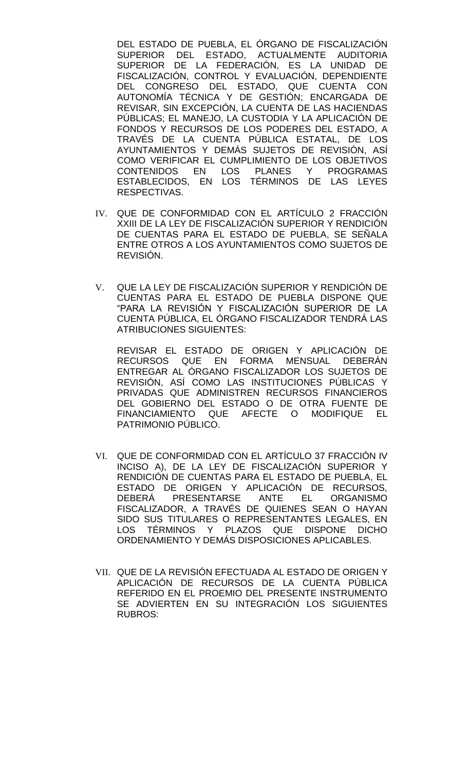DEL ESTADO DE PUEBLA, EL ÓRGANO DE FISCALIZACIÓN SUPERIOR DEL ESTADO, ACTUALMENTE AUDITORIA SUPERIOR DE LA FEDERACIÓN, ES LA UNIDAD DE FISCALIZACIÓN, CONTROL Y EVALUACIÓN, DEPENDIENTE DEL CONGRESO DEL ESTADO, QUE CUENTA CON AUTONOMÍA TÉCNICA Y DE GESTIÓN; ENCARGADA DE REVISAR, SIN EXCEPCIÓN, LA CUENTA DE LAS HACIENDAS PÚBLICAS; EL MANEJO, LA CUSTODIA Y LA APLICACIÓN DE FONDOS Y RECURSOS DE LOS PODERES DEL ESTADO, A TRAVÉS DE LA CUENTA PÚBLICA ESTATAL, DE LOS AYUNTAMIENTOS Y DEMÁS SUJETOS DE REVISIÓN, ASÍ COMO VERIFICAR EL CUMPLIMIENTO DE LOS OBJETIVOS CONTENIDOS EN LOS PLANES Y PROGRAMAS ESTABLECIDOS, EN LOS TÉRMINOS DE LAS LEYES RESPECTIVAS.

IV. QUE DE CONFORMIDAD CON EL ARTÍCULO 2 FRACCIÓN XXIII DE LA LEY DE FISCALIZACIÓN SUPERIOR Y RENDICIÓN DE CUENTAS PARA EL ESTADO DE PUEBLA, SE SEÑALA ENTRE OTROS A LOS AYUNTAMIENTOS COMO SUJETOS DE REVISIÓN.

V. QUE LA LEY DE FISCALIZACIÓN SUPERIOR Y RENDICIÓN DE CUENTAS PARA EL ESTADO DE PUEBLA DISPONE QUE "PARA LA REVISIÓN Y FISCALIZACIÓN SUPERIOR DE LA CUENTA PÚBLICA, EL ÓRGANO FISCALIZADOR TENDRÁ LAS ATRIBUCIONES SIGUIENTES:

REVISAR EL ESTADO DE ORIGEN Y APLICACIÓN DE RECURSOS QUE EN FORMA MENSUAL DEBERÁN ENTREGAR AL ÓRGANO FISCALIZADOR LOS SUJETOS DE REVISIÓN, ASÍ COMO LAS INSTITUCIONES PÚBLICAS Y PRIVADAS QUE ADMINISTREN RECURSOS FINANCIEROS DEL GOBIERNO DEL ESTADO O DE OTRA FUENTE DE FINANCIAMIENTO QUE AFECTE O MODIFIQUE EL PATRIMONIO PÚBLICO.

VI. QUE DE CONFORMIDAD CON EL ARTÍCULO 37 FRACCIÓN IV INCISO A), DE LA LEY DE FISCALIZACIÓN SUPERIOR Y RENDICIÓN DE CUENTAS PARA EL ESTADO DE PUEBLA, EL ESTADO DE ORIGEN Y APLICACIÓN DE RECURSOS, DEBERÁ PRESENTARSE ANTE EL ORGANISMO FISCALIZADOR, A TRAVÉS DE QUIENES SEAN O HAYAN SIDO SUS TITULARES O REPRESENTANTES LEGALES, EN LOS TÉRMINOS Y PLAZOS QUE DISPONE DICHO ORDENAMIENTO Y DEMÁS DISPOSICIONES APLICABLES.

VII. QUE DE LA REVISIÓN EFECTUADA AL ESTADO DE ORIGEN Y APLICACIÓN DE RECURSOS DE LA CUENTA PÚBLICA REFERIDO EN EL PROEMIO DEL PRESENTE INSTRUMENTO SE ADVIERTEN EN SU INTEGRACIÓN LOS SIGUIENTES RUBROS: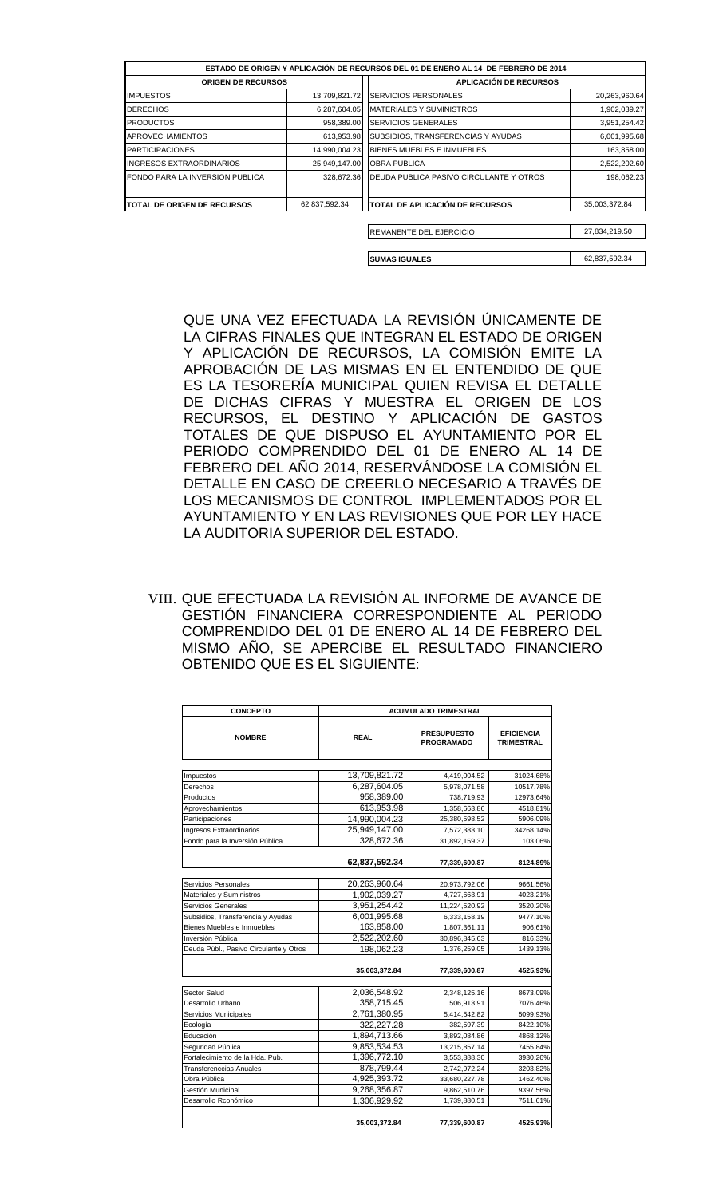| ESTADO DE ORIGEN Y APLICACIÓN DE RECURSOS DEL 01 DE ENERO AL 14 DE FEBRERO DE 2014 | | | |
|---|---|---|---|
| **ORIGEN DE RECURSOS** | | **APLICACIÓN DE RECURSOS** | |
| IMPUESTOS | 13,709,821.72 | SERVICIOS PERSONALES | 20,263,960.64 |
| DERECHOS | 6,287,604.05 | MATERIALES Y SUMINISTROS | 1,902,039.27 |
| PRODUCTOS | 958,389.00 | SERVICIOS GENERALES | 3,951,254.42 |
| APROVECHAMIENTOS | 613,953.98 | SUBSIDIOS, TRANSFERENCIAS Y AYUDAS | 6,001,995.68 |
| PARTICIPACIONES | 14,990,004.23 | BIENES MUEBLES E INMUEBLES | 163,858.00 |
| INGRESOS EXTRAORDINARIOS | 25,949,147.00 | OBRA PUBLICA | 2,522,202.60 |
| FONDO PARA LA INVERSION PUBLICA | 328,672.36 | DEUDA PUBLICA PASIVO CIRCULANTE Y OTROS | 198,062.23 |
| **TOTAL DE ORIGEN DE RECURSOS** | 62,837,592.34 | **TOTAL DE APLICACIÓN DE RECURSOS** | 35,003,372.84 |
| | | REMANENTE DEL EJERCICIO | 27,834,219.50 |
| | | **SUMAS IGUALES** | 62,837,592.34 |

QUE UNA VEZ EFECTUADA LA REVISIÓN ÚNICAMENTE DE LA CIFRAS FINALES QUE INTEGRAN EL ESTADO DE ORIGEN Y APLICACIÓN DE RECURSOS, LA COMISIÓN EMITE LA APROBACIÓN DE LAS MISMAS EN EL ENTENDIDO DE QUE ES LA TESORERÍA MUNICIPAL QUIEN REVISA EL DETALLE DE DICHAS CIFRAS Y MUESTRA EL ORIGEN DE LOS RECURSOS, EL DESTINO Y APLICACIÓN DE GASTOS TOTALES DE QUE DISPUSO EL AYUNTAMIENTO POR EL PERIODO COMPRENDIDO DEL 01 DE ENERO AL 14 DE FEBRERO DEL AÑO 2014, RESERVÁNDOSE LA COMISIÓN EL DETALLE EN CASO DE CREERLO NECESARIO A TRAVÉS DE LOS MECANISMOS DE CONTROL IMPLEMENTADOS POR EL AYUNTAMIENTO Y EN LAS REVISIONES QUE POR LEY HACE LA AUDITORIA SUPERIOR DEL ESTADO.

VIII. QUE EFECTUADA LA REVISIÓN AL INFORME DE AVANCE DE GESTIÓN FINANCIERA CORRESPONDIENTE AL PERIODO COMPRENDIDO DEL 01 DE ENERO AL 14 DE FEBRERO DEL MISMO AÑO, SE APERCIBE EL RESULTADO FINANCIERO OBTENIDO QUE ES EL SIGUIENTE:

| **CONCEPTO** | **ACUMULADO TRIMESTRAL** | | |
|---|---|---|---|
| **NOMBRE** | **REAL** | **PRESUPUESTO PROGRAMADO** | **EFICIENCIA TRIMESTRAL** |
| Impuestos | 13,709,821.72 | 4,419,004.52 | 31024.68% |
| Derechos | 6,287,604.05 | 5,978,071.58 | 10517.78% |
| Productos | 958,389.00 | 738,719.93 | 12973.64% |
| Aprovechamientos | 613,953.98 | 1,358,663.86 | 4518.81% |
| Participaciones | 14,990,004.23 | 25,380,598.52 | 5906.09% |
| Ingresos Extraordinarios | 25,949,147.00 | 7,572,383.10 | 34268.14% |
| Fondo para la Inversión Pública | 328,672.36 | 31,892,159.37 | 103.06% |
| | **62,837,592.34** | **77,339,600.87** | **8124.89%** |
| Servicios Personales | 20,263,960.64 | 20,973,792.06 | 9661.56% |
| Materiales y Suministros | 1,902,039.27 | 4,727,663.91 | 4023.21% |
| Servicios Generales | 3,951,254.42 | 11,224,520.92 | 3520.20% |
| Subsidios, Transferencia y Ayudas | 6,001,995.68 | 6,333,158.19 | 9477.10% |
| Bienes Muebles e Inmuebles | 163,858.00 | 1,807,361.11 | 906.61% |
| Inversión Pública | 2,522,202.60 | 30,896,845.63 | 816.33% |
| Deuda Públ., Pasivo Circulante y Otros | 198,062.23 | 1,376,259.05 | 1439.13% |
| | **35,003,372.84** | **77,339,600.87** | **4525.93%** |
| Sector Salud | 2,036,548.92 | 2,348,125.16 | 8673.09% |
| Desarrollo Urbano | 358,715.45 | 506,913.91 | 7076.46% |
| Servicios Municipales | 2,761,380.95 | 5,414,542.82 | 5099.93% |
| Ecología | 322,227.28 | 382,597.39 | 8422.10% |
| Educación | 1,894,713.66 | 3,892,084.86 | 4868.12% |
| Seguridad Pública | 9,853,534.53 | 13,215,857.14 | 7455.84% |
| Fortalecimiento de la Hda. Pub. | 1,396,772.10 | 3,553,888.30 | 3930.26% |
| Transferenccias Anuales | 878,799.44 | 2,742,972.24 | 3203.82% |
| Obra Pública | 4,925,393.72 | 33,680,227.78 | 1462.40% |
| Gestión Municipal | 9,268,356.87 | 9,862,510.76 | 9397.56% |
| Desarrollo Rconómico | 1,306,929.92 | 1,739,880.51 | 7511.61% |
| | **35,003,372.84** | **77,339,600.87** | **4525.93%** |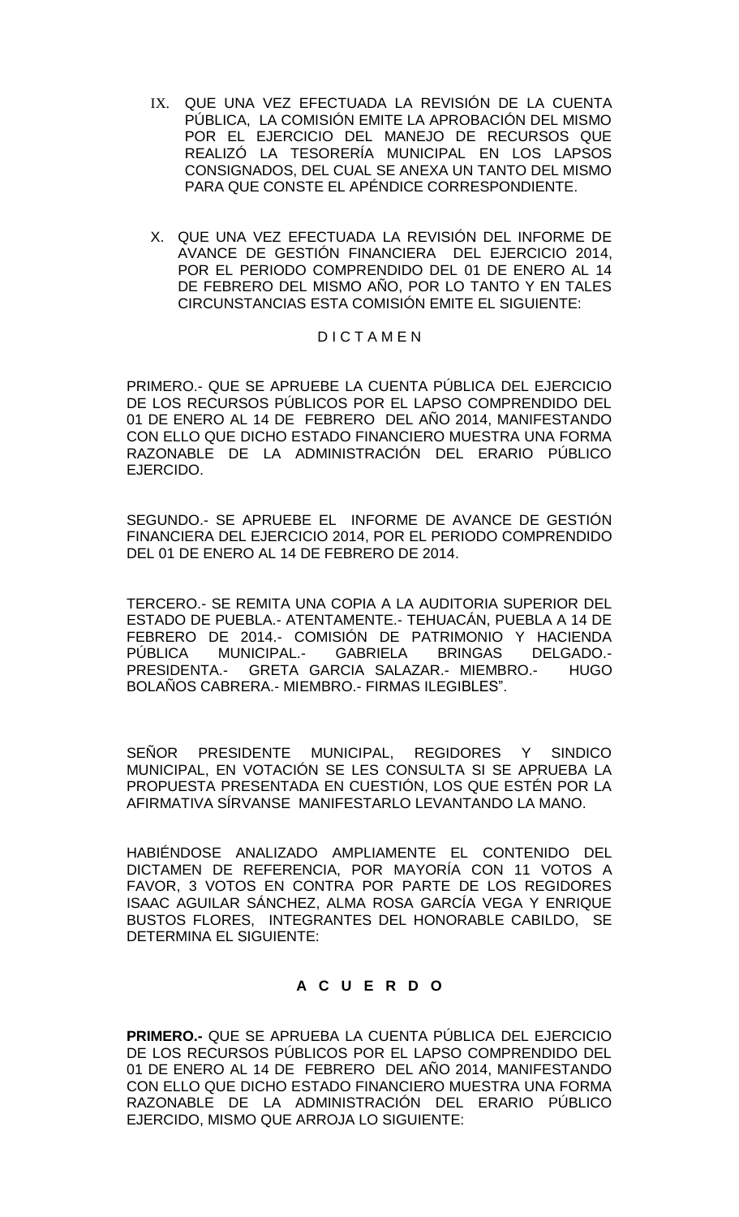IX. QUE UNA VEZ EFECTUADA LA REVISIÓN DE LA CUENTA PÚBLICA, LA COMISIÓN EMITE LA APROBACIÓN DEL MISMO POR EL EJERCICIO DEL MANEJO DE RECURSOS QUE REALIZÓ LA TESORERÍA MUNICIPAL EN LOS LAPSOS CONSIGNADOS, DEL CUAL SE ANEXA UN TANTO DEL MISMO PARA QUE CONSTE EL APÉNDICE CORRESPONDIENTE.

X. QUE UNA VEZ EFECTUADA LA REVISIÓN DEL INFORME DE AVANCE DE GESTIÓN FINANCIERA DEL EJERCICIO 2014, POR EL PERIODO COMPRENDIDO DEL 01 DE ENERO AL 14 DE FEBRERO DEL MISMO AÑO, POR LO TANTO Y EN TALES CIRCUNSTANCIAS ESTA COMISIÓN EMITE EL SIGUIENTE:

D I C T A M E N

PRIMERO.- QUE SE APRUEBE LA CUENTA PÚBLICA DEL EJERCICIO DE LOS RECURSOS PÚBLICOS POR EL LAPSO COMPRENDIDO DEL 01 DE ENERO AL 14 DE FEBRERO DEL AÑO 2014, MANIFESTANDO CON ELLO QUE DICHO ESTADO FINANCIERO MUESTRA UNA FORMA RAZONABLE DE LA ADMINISTRACIÓN DEL ERARIO PÚBLICO EJERCIDO.

SEGUNDO.- SE APRUEBE EL INFORME DE AVANCE DE GESTIÓN FINANCIERA DEL EJERCICIO 2014, POR EL PERIODO COMPRENDIDO DEL 01 DE ENERO AL 14 DE FEBRERO DE 2014.

TERCERO.- SE REMITA UNA COPIA A LA AUDITORIA SUPERIOR DEL ESTADO DE PUEBLA.- ATENTAMENTE.- TEHUACÁN, PUEBLA A 14 DE FEBRERO DE 2014.- COMISIÓN DE PATRIMONIO Y HACIENDA PÚBLICA MUNICIPAL.- GABRIELA BRINGAS DELGADO.- PRESIDENTA.- GRETA GARCIA SALAZAR.- MIEMBRO.- HUGO BOLAÑOS CABRERA.- MIEMBRO.- FIRMAS ILEGIBLES".

SEÑOR PRESIDENTE MUNICIPAL, REGIDORES Y SINDICO MUNICIPAL, EN VOTACIÓN SE LES CONSULTA SI SE APRUEBA LA PROPUESTA PRESENTADA EN CUESTIÓN, LOS QUE ESTÉN POR LA AFIRMATIVA SÍRVANSE MANIFESTARLO LEVANTANDO LA MANO.

HABIÉNDOSE ANALIZADO AMPLIAMENTE EL CONTENIDO DEL DICTAMEN DE REFERENCIA, POR MAYORÍA CON 11 VOTOS A FAVOR, 3 VOTOS EN CONTRA POR PARTE DE LOS REGIDORES ISAAC AGUILAR SÁNCHEZ, ALMA ROSA GARCÍA VEGA Y ENRIQUE BUSTOS FLORES, INTEGRANTES DEL HONORABLE CABILDO, SE DETERMINA EL SIGUIENTE:

**A C U E R D O**

**PRIMERO.-** QUE SE APRUEBA LA CUENTA PÚBLICA DEL EJERCICIO DE LOS RECURSOS PÚBLICOS POR EL LAPSO COMPRENDIDO DEL 01 DE ENERO AL 14 DE FEBRERO DEL AÑO 2014, MANIFESTANDO CON ELLO QUE DICHO ESTADO FINANCIERO MUESTRA UNA FORMA RAZONABLE DE LA ADMINISTRACIÓN DEL ERARIO PÚBLICO EJERCIDO, MISMO QUE ARROJA LO SIGUIENTE: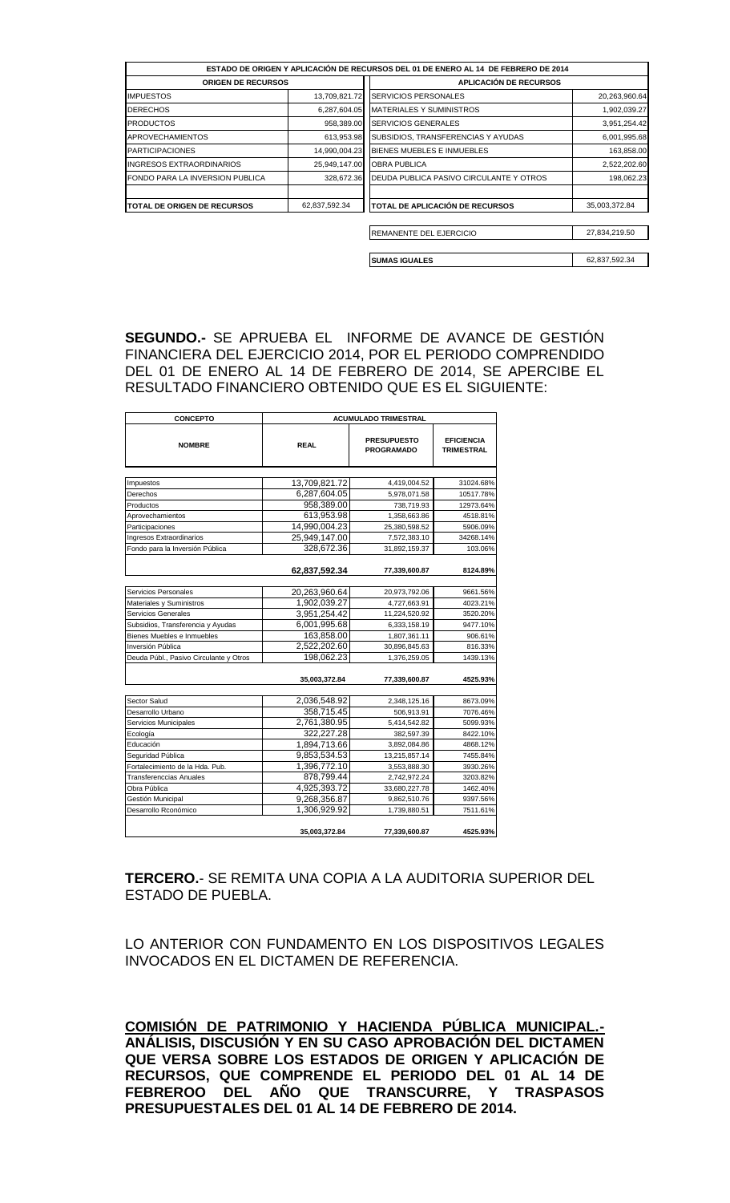| ESTADO DE ORIGEN Y APLICACIÓN DE RECURSOS DEL 01 DE ENERO AL 14 DE FEBRERO DE 2014 | | | |
|---|---|---|---|
| **ORIGEN DE RECURSOS** | | **APLICACIÓN DE RECURSOS** | |
| IMPUESTOS | 13,709,821.72 | SERVICIOS PERSONALES | 20,263,960.64 |
| DERECHOS | 6,287,604.05 | MATERIALES Y SUMINISTROS | 1,902,039.27 |
| PRODUCTOS | 958,389.00 | SERVICIOS GENERALES | 3,951,254.42 |
| APROVECHAMIENTOS | 613,953.98 | SUBSIDIOS, TRANSFERENCIAS Y AYUDAS | 6,001,995.68 |
| PARTICIPACIONES | 14,990,004.23 | BIENES MUEBLES E INMUEBLES | 163,858.00 |
| INGRESOS EXTRAORDINARIOS | 25,949,147.00 | OBRA PUBLICA | 2,522,202.60 |
| FONDO PARA LA INVERSION PUBLICA | 328,672.36 | DEUDA PUBLICA PASIVO CIRCULANTE Y OTROS | 198,062.23 |
| **TOTAL DE ORIGEN DE RECURSOS** | 62,837,592.34 | **TOTAL DE APLICACIÓN DE RECURSOS** | 35,003,372.84 |
| | | REMANENTE DEL EJERCICIO | 27,834,219.50 |
| | | **SUMAS IGUALES** | 62,837,592.34 |

**SEGUNDO.-** SE APRUEBA EL INFORME DE AVANCE DE GESTIÓN FINANCIERA DEL EJERCICIO 2014, POR EL PERIODO COMPRENDIDO DEL 01 DE ENERO AL 14 DE FEBRERO DE 2014, SE APERCIBE EL RESULTADO FINANCIERO OBTENIDO QUE ES EL SIGUIENTE:

| CONCEPTO | ACUMULADO TRIMESTRAL | | |
|---|---|---|---|
| **NOMBRE** | **REAL** | **PRESUPUESTO PROGRAMADO** | **EFICIENCIA TRIMESTRAL** |
| Impuestos | 13,709,821.72 | 4,419,004.52 | 31024.68% |
| Derechos | 6,287,604.05 | 5,978,071.58 | 10517.78% |
| Productos | 958,389.00 | 738,719.93 | 12973.64% |
| Aprovechamientos | 613,953.98 | 1,358,663.86 | 4518.81% |
| Participaciones | 14,990,004.23 | 25,380,598.52 | 5906.09% |
| Ingresos Extraordinarios | 25,949,147.00 | 7,572,383.10 | 34268.14% |
| Fondo para la Inversión Pública | 328,672.36 | 31,892,159.37 | 103.06% |
| | **62,837,592.34** | **77,339,600.87** | **8124.89%** |
| Servicios Personales | 20,263,960.64 | 20,973,792.06 | 9661.56% |
| Materiales y Suministros | 1,902,039.27 | 4,727,663.91 | 4023.21% |
| Servicios Generales | 3,951,254.42 | 11,224,520.92 | 3520.20% |
| Subsidios, Transferencia y Ayudas | 6,001,995.68 | 6,333,158.19 | 9477.10% |
| Bienes Muebles e Inmuebles | 163,858.00 | 1,807,361.11 | 906.61% |
| Inversión Pública | 2,522,202.60 | 30,896,845.63 | 816.33% |
| Deuda Públ., Pasivo Circulante y Otros | 198,062.23 | 1,376,259.05 | 1439.13% |
| | **35,003,372.84** | **77,339,600.87** | **4525.93%** |
| Sector Salud | 2,036,548.92 | 2,348,125.16 | 8673.09% |
| Desarrollo Urbano | 358,715.45 | 506,913.91 | 7076.46% |
| Servicios Municipales | 2,761,380.95 | 5,414,542.82 | 5099.93% |
| Ecología | 322,227.28 | 382,597.39 | 8422.10% |
| Educación | 1,894,713.66 | 3,892,084.86 | 4868.12% |
| Seguridad Pública | 9,853,534.53 | 13,215,857.14 | 7455.84% |
| Fortalecimiento de la Hda. Pub. | 1,396,772.10 | 3,553,888.30 | 3930.26% |
| Transferenccias Anuales | 878,799.44 | 2,742,972.24 | 3203.82% |
| Obra Pública | 4,925,393.72 | 33,680,227.78 | 1462.40% |
| Gestión Municipal | 9,268,356.87 | 9,862,510.76 | 9397.56% |
| Desarrollo Rconómico | 1,306,929.92 | 1,739,880.51 | 7511.61% |
| | **35,003,372.84** | **77,339,600.87** | **4525.93%** |

**TERCERO.**- SE REMITA UNA COPIA A LA AUDITORIA SUPERIOR DEL ESTADO DE PUEBLA.

LO ANTERIOR CON FUNDAMENTO EN LOS DISPOSITIVOS LEGALES INVOCADOS EN EL DICTAMEN DE REFERENCIA.

**<u>COMISIÓN DE PATRIMONIO Y HACIENDA PÚBLICA MUNICIPAL.-</u> ANÁLISIS, DISCUSIÓN Y EN SU CASO APROBACIÓN DEL DICTAMEN QUE VERSA SOBRE LOS ESTADOS DE ORIGEN Y APLICACIÓN DE RECURSOS, QUE COMPRENDE EL PERIODO DEL 01 AL 14 DE FEBREROO DEL AÑO QUE TRANSCURRE, Y TRASPASOS PRESUPUESTALES DEL 01 AL 14 DE FEBRERO DE 2014.**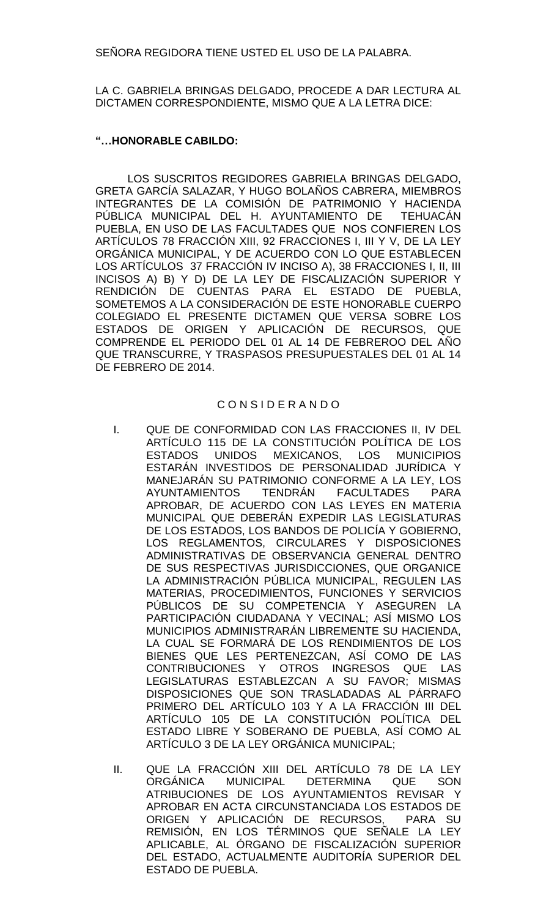SEÑORA REGIDORA TIENE USTED EL USO DE LA PALABRA.

LA C. GABRIELA BRINGAS DELGADO, PROCEDE A DAR LECTURA AL DICTAMEN CORRESPONDIENTE, MISMO QUE A LA LETRA DICE:

**"…HONORABLE CABILDO:**

LOS SUSCRITOS REGIDORES GABRIELA BRINGAS DELGADO, GRETA GARCÍA SALAZAR, Y HUGO BOLAÑOS CABRERA, MIEMBROS INTEGRANTES DE LA COMISIÓN DE PATRIMONIO Y HACIENDA PÚBLICA MUNICIPAL DEL H. AYUNTAMIENTO DE TEHUACÁN PUEBLA, EN USO DE LAS FACULTADES QUE NOS CONFIEREN LOS ARTÍCULOS 78 FRACCIÓN XIII, 92 FRACCIONES I, III Y V, DE LA LEY ORGÁNICA MUNICIPAL, Y DE ACUERDO CON LO QUE ESTABLECEN LOS ARTÍCULOS 37 FRACCIÓN IV INCISO A), 38 FRACCIONES I, II, III INCISOS A) B) Y D) DE LA LEY DE FISCALIZACIÓN SUPERIOR Y RENDICIÓN DE CUENTAS PARA EL ESTADO DE PUEBLA, SOMETEMOS A LA CONSIDERACIÓN DE ESTE HONORABLE CUERPO COLEGIADO EL PRESENTE DICTAMEN QUE VERSA SOBRE LOS ESTADOS DE ORIGEN Y APLICACIÓN DE RECURSOS, QUE COMPRENDE EL PERIODO DEL 01 AL 14 DE FEBREROO DEL AÑO QUE TRANSCURRE, Y TRASPASOS PRESUPUESTALES DEL 01 AL 14 DE FEBRERO DE 2014.

C O N S I D E R A N D O

I. QUE DE CONFORMIDAD CON LAS FRACCIONES II, IV DEL ARTÍCULO 115 DE LA CONSTITUCIÓN POLÍTICA DE LOS ESTADOS UNIDOS MEXICANOS, LOS MUNICIPIOS ESTARÁN INVESTIDOS DE PERSONALIDAD JURÍDICA Y MANEJARÁN SU PATRIMONIO CONFORME A LA LEY, LOS AYUNTAMIENTOS TENDRÁN FACULTADES PARA APROBAR, DE ACUERDO CON LAS LEYES EN MATERIA MUNICIPAL QUE DEBERÁN EXPEDIR LAS LEGISLATURAS DE LOS ESTADOS, LOS BANDOS DE POLICÍA Y GOBIERNO, LOS REGLAMENTOS, CIRCULARES Y DISPOSICIONES ADMINISTRATIVAS DE OBSERVANCIA GENERAL DENTRO DE SUS RESPECTIVAS JURISDICCIONES, QUE ORGANICE LA ADMINISTRACIÓN PÚBLICA MUNICIPAL, REGULEN LAS MATERIAS, PROCEDIMIENTOS, FUNCIONES Y SERVICIOS PÚBLICOS DE SU COMPETENCIA Y ASEGUREN LA PARTICIPACIÓN CIUDADANA Y VECINAL; ASÍ MISMO LOS MUNICIPIOS ADMINISTRARÁN LIBREMENTE SU HACIENDA, LA CUAL SE FORMARÁ DE LOS RENDIMIENTOS DE LOS BIENES QUE LES PERTENEZCAN, ASÍ COMO DE LAS CONTRIBUCIONES Y OTROS INGRESOS QUE LAS LEGISLATURAS ESTABLEZCAN A SU FAVOR; MISMAS DISPOSICIONES QUE SON TRASLADADAS AL PÁRRAFO PRIMERO DEL ARTÍCULO 103 Y A LA FRACCIÓN III DEL ARTÍCULO 105 DE LA CONSTITUCIÓN POLÍTICA DEL ESTADO LIBRE Y SOBERANO DE PUEBLA, ASÍ COMO AL ARTÍCULO 3 DE LA LEY ORGÁNICA MUNICIPAL;

II. QUE LA FRACCIÓN XIII DEL ARTÍCULO 78 DE LA LEY ORGÁNICA MUNICIPAL DETERMINA QUE SON ATRIBUCIONES DE LOS AYUNTAMIENTOS REVISAR Y APROBAR EN ACTA CIRCUNSTANCIADA LOS ESTADOS DE ORIGEN Y APLICACIÓN DE RECURSOS, PARA SU REMISIÓN, EN LOS TÉRMINOS QUE SEÑALE LA LEY APLICABLE, AL ÓRGANO DE FISCALIZACIÓN SUPERIOR DEL ESTADO, ACTUALMENTE AUDITORÍA SUPERIOR DEL ESTADO DE PUEBLA.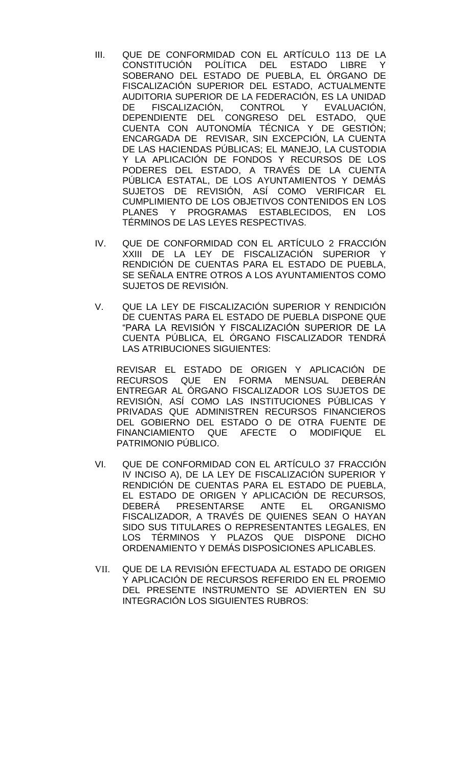III. QUE DE CONFORMIDAD CON EL ARTÍCULO 113 DE LA CONSTITUCIÓN POLÍTICA DEL ESTADO LIBRE Y SOBERANO DEL ESTADO DE PUEBLA, EL ÓRGANO DE FISCALIZACIÓN SUPERIOR DEL ESTADO, ACTUALMENTE AUDITORIA SUPERIOR DE LA FEDERACIÓN, ES LA UNIDAD DE FISCALIZACIÓN, CONTROL Y EVALUACIÓN, DEPENDIENTE DEL CONGRESO DEL ESTADO, QUE CUENTA CON AUTONOMÍA TÉCNICA Y DE GESTIÓN; ENCARGADA DE REVISAR, SIN EXCEPCIÓN, LA CUENTA DE LAS HACIENDAS PÚBLICAS; EL MANEJO, LA CUSTODIA Y LA APLICACIÓN DE FONDOS Y RECURSOS DE LOS PODERES DEL ESTADO, A TRAVÉS DE LA CUENTA PÚBLICA ESTATAL, DE LOS AYUNTAMIENTOS Y DEMÁS SUJETOS DE REVISIÓN, ASÍ COMO VERIFICAR EL CUMPLIMIENTO DE LOS OBJETIVOS CONTENIDOS EN LOS PLANES Y PROGRAMAS ESTABLECIDOS, EN LOS TÉRMINOS DE LAS LEYES RESPECTIVAS.

IV. QUE DE CONFORMIDAD CON EL ARTÍCULO 2 FRACCIÓN XXIII DE LA LEY DE FISCALIZACIÓN SUPERIOR Y RENDICIÓN DE CUENTAS PARA EL ESTADO DE PUEBLA, SE SEÑALA ENTRE OTROS A LOS AYUNTAMIENTOS COMO SUJETOS DE REVISIÓN.

V. QUE LA LEY DE FISCALIZACIÓN SUPERIOR Y RENDICIÓN DE CUENTAS PARA EL ESTADO DE PUEBLA DISPONE QUE "PARA LA REVISIÓN Y FISCALIZACIÓN SUPERIOR DE LA CUENTA PÚBLICA, EL ÓRGANO FISCALIZADOR TENDRÁ LAS ATRIBUCIONES SIGUIENTES:

REVISAR EL ESTADO DE ORIGEN Y APLICACIÓN DE RECURSOS QUE EN FORMA MENSUAL DEBERÁN ENTREGAR AL ÓRGANO FISCALIZADOR LOS SUJETOS DE REVISIÓN, ASÍ COMO LAS INSTITUCIONES PÚBLICAS Y PRIVADAS QUE ADMINISTREN RECURSOS FINANCIEROS DEL GOBIERNO DEL ESTADO O DE OTRA FUENTE DE FINANCIAMIENTO QUE AFECTE O MODIFIQUE EL PATRIMONIO PÚBLICO.

VI. QUE DE CONFORMIDAD CON EL ARTÍCULO 37 FRACCIÓN IV INCISO A), DE LA LEY DE FISCALIZACIÓN SUPERIOR Y RENDICIÓN DE CUENTAS PARA EL ESTADO DE PUEBLA, EL ESTADO DE ORIGEN Y APLICACIÓN DE RECURSOS, DEBERÁ PRESENTARSE ANTE EL ORGANISMO FISCALIZADOR, A TRAVÉS DE QUIENES SEAN O HAYAN SIDO SUS TITULARES O REPRESENTANTES LEGALES, EN LOS TÉRMINOS Y PLAZOS QUE DISPONE DICHO ORDENAMIENTO Y DEMÁS DISPOSICIONES APLICABLES.

VII. QUE DE LA REVISIÓN EFECTUADA AL ESTADO DE ORIGEN Y APLICACIÓN DE RECURSOS REFERIDO EN EL PROEMIO DEL PRESENTE INSTRUMENTO SE ADVIERTEN EN SU INTEGRACIÓN LOS SIGUIENTES RUBROS: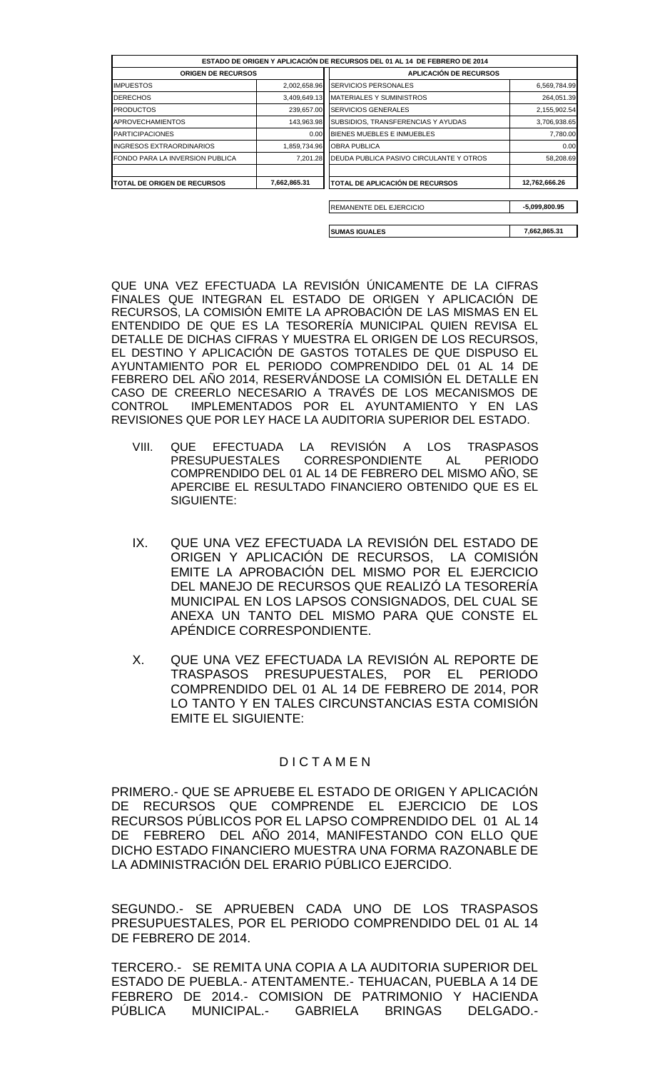| ESTADO DE ORIGEN Y APLICACIÓN DE RECURSOS DEL 01 AL 14 DE FEBRERO DE 2014 | | | |
|---|---|---|---|
| **ORIGEN DE RECURSOS** | | **APLICACIÓN DE RECURSOS** | |
| IMPUESTOS | 2,002,658.96 | SERVICIOS PERSONALES | 6,569,784.99 |
| DERECHOS | 3,409,649.13 | MATERIALES Y SUMINISTROS | 264,051.39 |
| PRODUCTOS | 239,657.00 | SERVICIOS GENERALES | 2,155,902.54 |
| APROVECHAMIENTOS | 143,963.98 | SUBSIDIOS, TRANSFERENCIAS Y AYUDAS | 3,706,938.65 |
| PARTICIPACIONES | 0.00 | BIENES MUEBLES E INMUEBLES | 7,780.00 |
| INGRESOS EXTRAORDINARIOS | 1,859,734.96 | OBRA PUBLICA | 0.00 |
| FONDO PARA LA INVERSION PUBLICA | 7,201.28 | DEUDA PUBLICA PASIVO CIRCULANTE Y OTROS | 58,208.69 |
| **TOTAL DE ORIGEN DE RECURSOS** | **7,662,865.31** | **TOTAL DE APLICACIÓN DE RECURSOS** | **12,762,666.26** |
| | | REMANENTE DEL EJERCICIO | **-5,099,800.95** |
| | | **SUMAS IGUALES** | **7,662,865.31** |

QUE UNA VEZ EFECTUADA LA REVISIÓN ÚNICAMENTE DE LA CIFRAS FINALES QUE INTEGRAN EL ESTADO DE ORIGEN Y APLICACIÓN DE RECURSOS, LA COMISIÓN EMITE LA APROBACIÓN DE LAS MISMAS EN EL ENTENDIDO DE QUE ES LA TESORERÍA MUNICIPAL QUIEN REVISA EL DETALLE DE DICHAS CIFRAS Y MUESTRA EL ORIGEN DE LOS RECURSOS, EL DESTINO Y APLICACIÓN DE GASTOS TOTALES DE QUE DISPUSO EL AYUNTAMIENTO POR EL PERIODO COMPRENDIDO DEL 01 AL 14 DE FEBRERO DEL AÑO 2014, RESERVÁNDOSE LA COMISIÓN EL DETALLE EN CASO DE CREERLO NECESARIO A TRAVÉS DE LOS MECANISMOS DE CONTROL IMPLEMENTADOS POR EL AYUNTAMIENTO Y EN LAS REVISIONES QUE POR LEY HACE LA AUDITORIA SUPERIOR DEL ESTADO.

VIII. QUE EFECTUADA LA REVISIÓN A LOS TRASPASOS PRESUPUESTALES CORRESPONDIENTE AL PERIODO COMPRENDIDO DEL 01 AL 14 DE FEBRERO DEL MISMO AÑO, SE APERCIBE EL RESULTADO FINANCIERO OBTENIDO QUE ES EL SIGUIENTE:

IX. QUE UNA VEZ EFECTUADA LA REVISIÓN DEL ESTADO DE ORIGEN Y APLICACIÓN DE RECURSOS, LA COMISIÓN EMITE LA APROBACIÓN DEL MISMO POR EL EJERCICIO DEL MANEJO DE RECURSOS QUE REALIZÓ LA TESORERÍA MUNICIPAL EN LOS LAPSOS CONSIGNADOS, DEL CUAL SE ANEXA UN TANTO DEL MISMO PARA QUE CONSTE EL APÉNDICE CORRESPONDIENTE.

X. QUE UNA VEZ EFECTUADA LA REVISIÓN AL REPORTE DE TRASPASOS PRESUPUESTALES, POR EL PERIODO COMPRENDIDO DEL 01 AL 14 DE FEBRERO DE 2014, POR LO TANTO Y EN TALES CIRCUNSTANCIAS ESTA COMISIÓN EMITE EL SIGUIENTE:

## D I C T A M E N

PRIMERO.- QUE SE APRUEBE EL ESTADO DE ORIGEN Y APLICACIÓN DE RECURSOS QUE COMPRENDE EL EJERCICIO DE LOS RECURSOS PÚBLICOS POR EL LAPSO COMPRENDIDO DEL 01 AL 14 DE FEBRERO DEL AÑO 2014, MANIFESTANDO CON ELLO QUE DICHO ESTADO FINANCIERO MUESTRA UNA FORMA RAZONABLE DE LA ADMINISTRACIÓN DEL ERARIO PÚBLICO EJERCIDO.

SEGUNDO.- SE APRUEBEN CADA UNO DE LOS TRASPASOS PRESUPUESTALES, POR EL PERIODO COMPRENDIDO DEL 01 AL 14 DE FEBRERO DE 2014.

TERCERO.- SE REMITA UNA COPIA A LA AUDITORIA SUPERIOR DEL ESTADO DE PUEBLA.- ATENTAMENTE.- TEHUACAN, PUEBLA A 14 DE FEBRERO DE 2014.- COMISION DE PATRIMONIO Y HACIENDA PÚBLICA MUNICIPAL.- GABRIELA BRINGAS DELGADO.-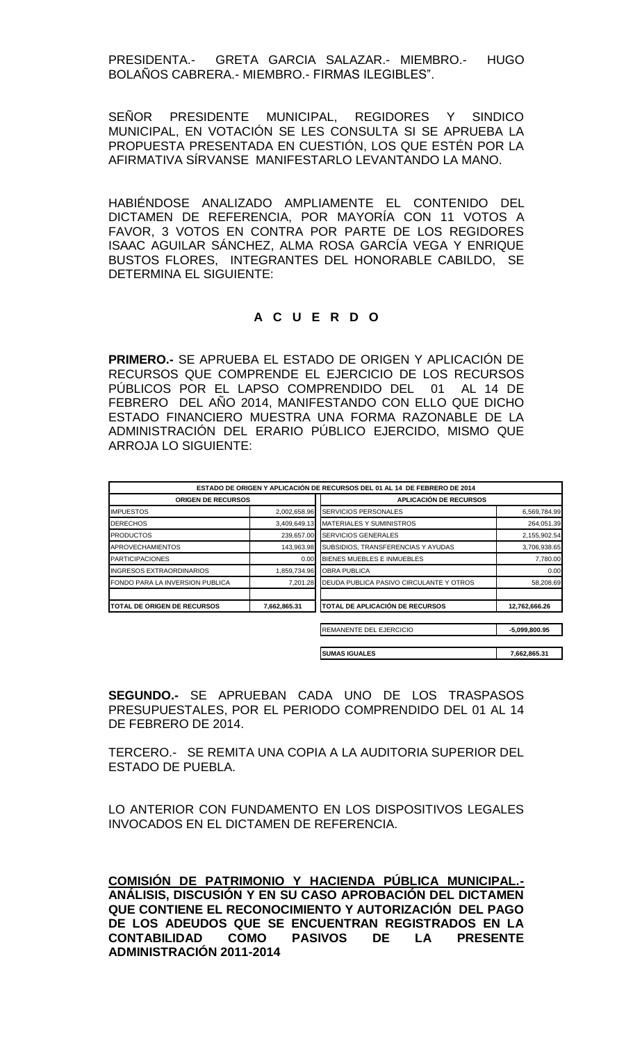PRESIDENTA.- GRETA GARCIA SALAZAR.- MIEMBRO.- HUGO BOLAÑOS CABRERA.- MIEMBRO.- FIRMAS ILEGIBLES".

SEÑOR PRESIDENTE MUNICIPAL, REGIDORES Y SINDICO MUNICIPAL, EN VOTACIÓN SE LES CONSULTA SI SE APRUEBA LA PROPUESTA PRESENTADA EN CUESTIÓN, LOS QUE ESTÉN POR LA AFIRMATIVA SÍRVANSE MANIFESTARLO LEVANTANDO LA MANO.

HABIÉNDOSE ANALIZADO AMPLIAMENTE EL CONTENIDO DEL DICTAMEN DE REFERENCIA, POR MAYORÍA CON 11 VOTOS A FAVOR, 3 VOTOS EN CONTRA POR PARTE DE LOS REGIDORES ISAAC AGUILAR SÁNCHEZ, ALMA ROSA GARCÍA VEGA Y ENRIQUE BUSTOS FLORES, INTEGRANTES DEL HONORABLE CABILDO, SE DETERMINA EL SIGUIENTE:

**A C U E R D O**

**PRIMERO.-** SE APRUEBA EL ESTADO DE ORIGEN Y APLICACIÓN DE RECURSOS QUE COMPRENDE EL EJERCICIO DE LOS RECURSOS PÚBLICOS POR EL LAPSO COMPRENDIDO DEL 01 AL 14 DE FEBRERO DEL AÑO 2014, MANIFESTANDO CON ELLO QUE DICHO ESTADO FINANCIERO MUESTRA UNA FORMA RAZONABLE DE LA ADMINISTRACIÓN DEL ERARIO PÚBLICO EJERCIDO, MISMO QUE ARROJA LO SIGUIENTE:

| ESTADO DE ORIGEN Y APLICACIÓN DE RECURSOS DEL 01 AL 14 DE FEBRERO DE 2014 | | | |
|---|---|---|---|
| **ORIGEN DE RECURSOS** | | **APLICACIÓN DE RECURSOS** | |
| IMPUESTOS | 2,002,658.96 | SERVICIOS PERSONALES | 6,569,784.99 |
| DERECHOS | 3,409,649.13 | MATERIALES Y SUMINISTROS | 264,051.39 |
| PRODUCTOS | 239,657.00 | SERVICIOS GENERALES | 2,155,902.54 |
| APROVECHAMIENTOS | 143,963.98 | SUBSIDIOS, TRANSFERENCIAS Y AYUDAS | 3,706,938.65 |
| PARTICIPACIONES | 0.00 | BIENES MUEBLES E INMUEBLES | 7,780.00 |
| INGRESOS EXTRAORDINARIOS | 1,859,734.96 | OBRA PUBLICA | 0.00 |
| FONDO PARA LA INVERSION PUBLICA | 7,201.28 | DEUDA PUBLICA PASIVO CIRCULANTE Y OTROS | 58,208.69 |
| **TOTAL DE ORIGEN DE RECURSOS** | **7,662,865.31** | **TOTAL DE APLICACIÓN DE RECURSOS** | **12,762,666.26** |
| | | REMANENTE DEL EJERCICIO | **-5,099,800.95** |
| | | **SUMAS IGUALES** | **7,662,865.31** |

**SEGUNDO.-** SE APRUEBAN CADA UNO DE LOS TRASPASOS PRESUPUESTALES, POR EL PERIODO COMPRENDIDO DEL 01 AL 14 DE FEBRERO DE 2014.

TERCERO.- SE REMITA UNA COPIA A LA AUDITORIA SUPERIOR DEL ESTADO DE PUEBLA.

LO ANTERIOR CON FUNDAMENTO EN LOS DISPOSITIVOS LEGALES INVOCADOS EN EL DICTAMEN DE REFERENCIA.

**COMISIÓN DE PATRIMONIO Y HACIENDA PÚBLICA MUNICIPAL.- ANÁLISIS, DISCUSIÓN Y EN SU CASO APROBACIÓN DEL DICTAMEN QUE CONTIENE EL RECONOCIMIENTO Y AUTORIZACIÓN DEL PAGO DE LOS ADEUDOS QUE SE ENCUENTRAN REGISTRADOS EN LA CONTABILIDAD COMO PASIVOS DE LA PRESENTE ADMINISTRACIÓN 2011-2014**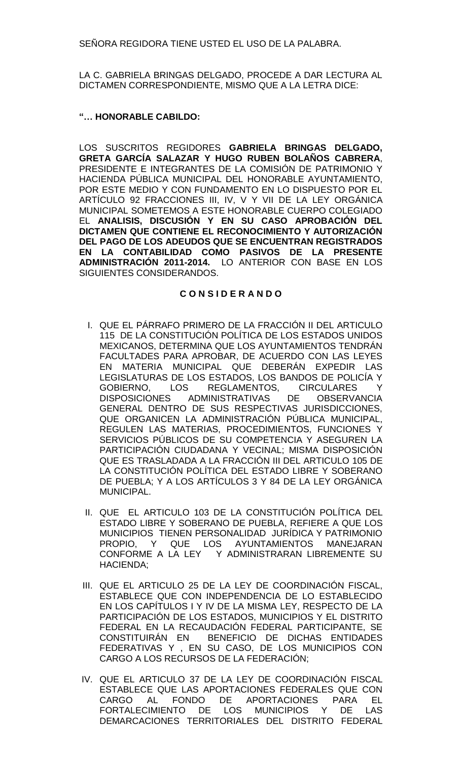SEÑORA REGIDORA TIENE USTED EL USO DE LA PALABRA.

LA C. GABRIELA BRINGAS DELGADO, PROCEDE A DAR LECTURA AL DICTAMEN CORRESPONDIENTE, MISMO QUE A LA LETRA DICE:

**"… HONORABLE CABILDO:**

LOS SUSCRITOS REGIDORES **GABRIELA BRINGAS DELGADO, GRETA GARCÍA SALAZAR Y HUGO RUBEN BOLAÑOS CABRERA**, PRESIDENTE E INTEGRANTES DE LA COMISIÓN DE PATRIMONIO Y HACIENDA PÚBLICA MUNICIPAL DEL HONORABLE AYUNTAMIENTO, POR ESTE MEDIO Y CON FUNDAMENTO EN LO DISPUESTO POR EL ARTÍCULO 92 FRACCIONES III, IV, V Y VII DE LA LEY ORGÁNICA MUNICIPAL SOMETEMOS A ESTE HONORABLE CUERPO COLEGIADO EL **ANALISIS, DISCUSIÓN Y EN SU CASO APROBACIÓN DEL DICTAMEN QUE CONTIENE EL RECONOCIMIENTO Y AUTORIZACIÓN DEL PAGO DE LOS ADEUDOS QUE SE ENCUENTRAN REGISTRADOS EN LA CONTABILIDAD COMO PASIVOS DE LA PRESENTE ADMINISTRACIÓN 2011-2014.** LO ANTERIOR CON BASE EN LOS SIGUIENTES CONSIDERANDOS.

**C O N S I D E R A N D O**

I. QUE EL PÁRRAFO PRIMERO DE LA FRACCIÓN II DEL ARTICULO 115 DE LA CONSTITUCIÓN POLÍTICA DE LOS ESTADOS UNIDOS MEXICANOS, DETERMINA QUE LOS AYUNTAMIENTOS TENDRÁN FACULTADES PARA APROBAR, DE ACUERDO CON LAS LEYES EN MATERIA MUNICIPAL QUE DEBERÁN EXPEDIR LAS LEGISLATURAS DE LOS ESTADOS, LOS BANDOS DE POLICÍA Y GOBIERNO, LOS REGLAMENTOS, CIRCULARES Y DISPOSICIONES ADMINISTRATIVAS DE OBSERVANCIA GENERAL DENTRO DE SUS RESPECTIVAS JURISDICCIONES, QUE ORGANICEN LA ADMINISTRACIÓN PÚBLICA MUNICIPAL, REGULEN LAS MATERIAS, PROCEDIMIENTOS, FUNCIONES Y SERVICIOS PÚBLICOS DE SU COMPETENCIA Y ASEGUREN LA PARTICIPACIÓN CIUDADANA Y VECINAL; MISMA DISPOSICIÓN QUE ES TRASLADADA A LA FRACCIÓN III DEL ARTICULO 105 DE LA CONSTITUCIÓN POLÍTICA DEL ESTADO LIBRE Y SOBERANO DE PUEBLA; Y A LOS ARTÍCULOS 3 Y 84 DE LA LEY ORGÁNICA MUNICIPAL.

II. QUE EL ARTICULO 103 DE LA CONSTITUCIÓN POLÍTICA DEL ESTADO LIBRE Y SOBERANO DE PUEBLA, REFIERE A QUE LOS MUNICIPIOS TIENEN PERSONALIDAD JURÍDICA Y PATRIMONIO PROPIO, Y QUE LOS AYUNTAMIENTOS MANEJARAN CONFORME A LA LEY Y ADMINISTRARAN LIBREMENTE SU HACIENDA;

III. QUE EL ARTICULO 25 DE LA LEY DE COORDINACIÓN FISCAL, ESTABLECE QUE CON INDEPENDENCIA DE LO ESTABLECIDO EN LOS CAPÍTULOS I Y IV DE LA MISMA LEY, RESPECTO DE LA PARTICIPACIÓN DE LOS ESTADOS, MUNICIPIOS Y EL DISTRITO FEDERAL EN LA RECAUDACIÓN FEDERAL PARTICIPANTE, SE CONSTITUIRÁN EN BENEFICIO DE DICHAS ENTIDADES FEDERATIVAS Y , EN SU CASO, DE LOS MUNICIPIOS CON CARGO A LOS RECURSOS DE LA FEDERACIÓN;

IV. QUE EL ARTICULO 37 DE LA LEY DE COORDINACIÓN FISCAL ESTABLECE QUE LAS APORTACIONES FEDERALES QUE CON CARGO AL FONDO DE APORTACIONES PARA EL FORTALECIMIENTO DE LOS MUNICIPIOS Y DE LAS DEMARCACIONES TERRITORIALES DEL DISTRITO FEDERAL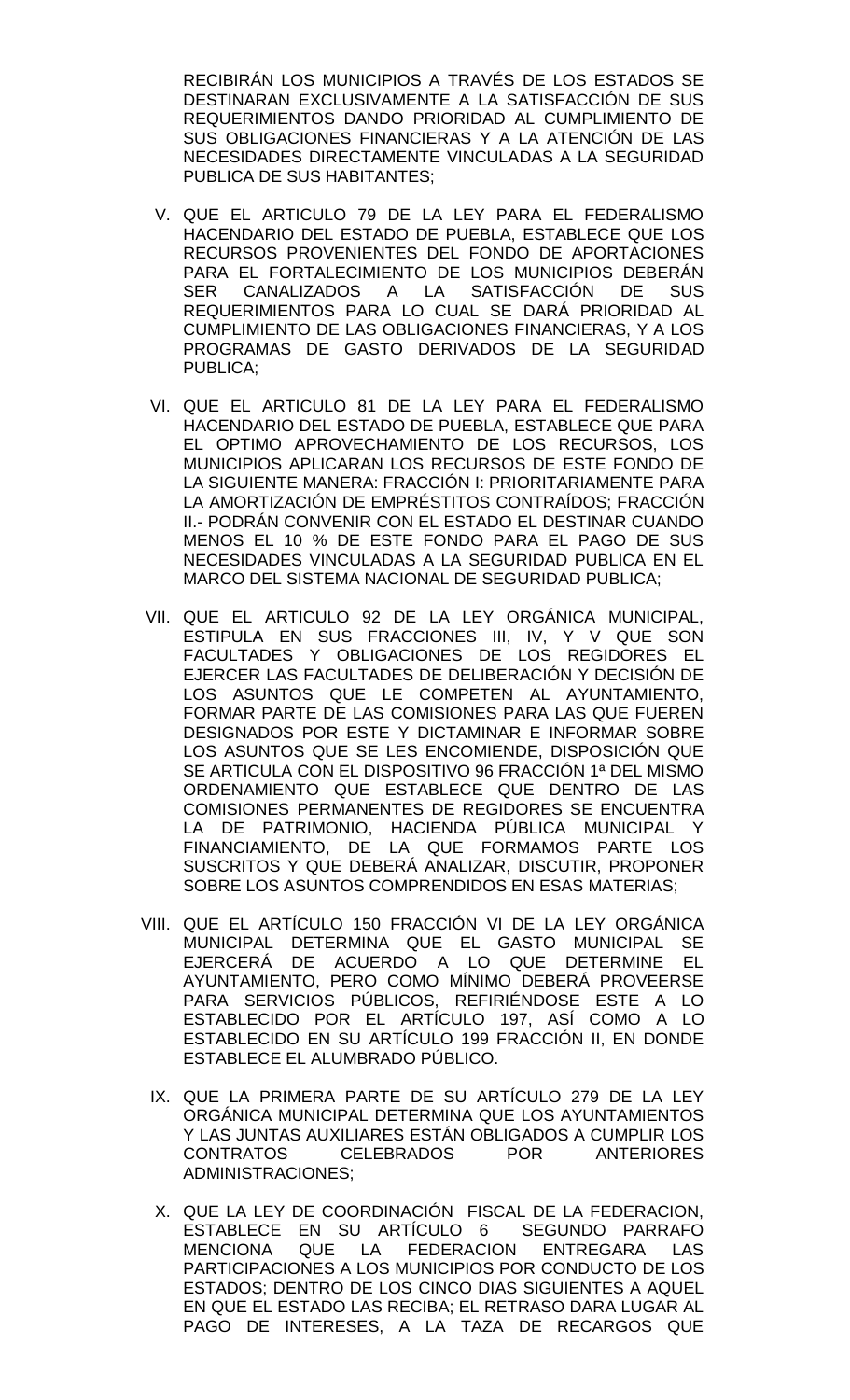RECIBIRÁN LOS MUNICIPIOS A TRAVÉS DE LOS ESTADOS SE DESTINARAN EXCLUSIVAMENTE A LA SATISFACCIÓN DE SUS REQUERIMIENTOS DANDO PRIORIDAD AL CUMPLIMIENTO DE SUS OBLIGACIONES FINANCIERAS Y A LA ATENCIÓN DE LAS NECESIDADES DIRECTAMENTE VINCULADAS A LA SEGURIDAD PUBLICA DE SUS HABITANTES;

V. QUE EL ARTICULO 79 DE LA LEY PARA EL FEDERALISMO HACENDARIO DEL ESTADO DE PUEBLA, ESTABLECE QUE LOS RECURSOS PROVENIENTES DEL FONDO DE APORTACIONES PARA EL FORTALECIMIENTO DE LOS MUNICIPIOS DEBERÁN SER CANALIZADOS A LA SATISFACCIÓN DE SUS REQUERIMIENTOS PARA LO CUAL SE DARÁ PRIORIDAD AL CUMPLIMIENTO DE LAS OBLIGACIONES FINANCIERAS, Y A LOS PROGRAMAS DE GASTO DERIVADOS DE LA SEGURIDAD PUBLICA;

VI. QUE EL ARTICULO 81 DE LA LEY PARA EL FEDERALISMO HACENDARIO DEL ESTADO DE PUEBLA, ESTABLECE QUE PARA EL OPTIMO APROVECHAMIENTO DE LOS RECURSOS, LOS MUNICIPIOS APLICARAN LOS RECURSOS DE ESTE FONDO DE LA SIGUIENTE MANERA: FRACCIÓN I: PRIORITARIAMENTE PARA LA AMORTIZACIÓN DE EMPRÉSTITOS CONTRAÍDOS; FRACCIÓN II.- PODRÁN CONVENIR CON EL ESTADO EL DESTINAR CUANDO MENOS EL 10 % DE ESTE FONDO PARA EL PAGO DE SUS NECESIDADES VINCULADAS A LA SEGURIDAD PUBLICA EN EL MARCO DEL SISTEMA NACIONAL DE SEGURIDAD PUBLICA;

VII. QUE EL ARTICULO 92 DE LA LEY ORGÁNICA MUNICIPAL, ESTIPULA EN SUS FRACCIONES III, IV, Y V QUE SON FACULTADES Y OBLIGACIONES DE LOS REGIDORES EL EJERCER LAS FACULTADES DE DELIBERACIÓN Y DECISIÓN DE LOS ASUNTOS QUE LE COMPETEN AL AYUNTAMIENTO, FORMAR PARTE DE LAS COMISIONES PARA LAS QUE FUEREN DESIGNADOS POR ESTE Y DICTAMINAR E INFORMAR SOBRE LOS ASUNTOS QUE SE LES ENCOMIENDE, DISPOSICIÓN QUE SE ARTICULA CON EL DISPOSITIVO 96 FRACCIÓN 1ª DEL MISMO ORDENAMIENTO QUE ESTABLECE QUE DENTRO DE LAS COMISIONES PERMANENTES DE REGIDORES SE ENCUENTRA LA DE PATRIMONIO, HACIENDA PÚBLICA MUNICIPAL Y FINANCIAMIENTO, DE LA QUE FORMAMOS PARTE LOS SUSCRITOS Y QUE DEBERÁ ANALIZAR, DISCUTIR, PROPONER SOBRE LOS ASUNTOS COMPRENDIDOS EN ESAS MATERIAS;

VIII. QUE EL ARTÍCULO 150 FRACCIÓN VI DE LA LEY ORGÁNICA MUNICIPAL DETERMINA QUE EL GASTO MUNICIPAL SE EJERCERÁ DE ACUERDO A LO QUE DETERMINE EL AYUNTAMIENTO, PERO COMO MÍNIMO DEBERÁ PROVEERSE PARA SERVICIOS PÚBLICOS, REFIRIÉNDOSE ESTE A LO ESTABLECIDO POR EL ARTÍCULO 197, ASÍ COMO A LO ESTABLECIDO EN SU ARTÍCULO 199 FRACCIÓN II, EN DONDE ESTABLECE EL ALUMBRADO PÚBLICO.

IX. QUE LA PRIMERA PARTE DE SU ARTÍCULO 279 DE LA LEY ORGÁNICA MUNICIPAL DETERMINA QUE LOS AYUNTAMIENTOS Y LAS JUNTAS AUXILIARES ESTÁN OBLIGADOS A CUMPLIR LOS CONTRATOS CELEBRADOS POR ANTERIORES ADMINISTRACIONES;

X. QUE LA LEY DE COORDINACIÓN FISCAL DE LA FEDERACION, ESTABLECE EN SU ARTÍCULO 6 SEGUNDO PARRAFO MENCIONA QUE LA FEDERACION ENTREGARA LAS PARTICIPACIONES A LOS MUNICIPIOS POR CONDUCTO DE LOS ESTADOS; DENTRO DE LOS CINCO DIAS SIGUIENTES A AQUEL EN QUE EL ESTADO LAS RECIBA; EL RETRASO DARA LUGAR AL PAGO DE INTERESES, A LA TAZA DE RECARGOS QUE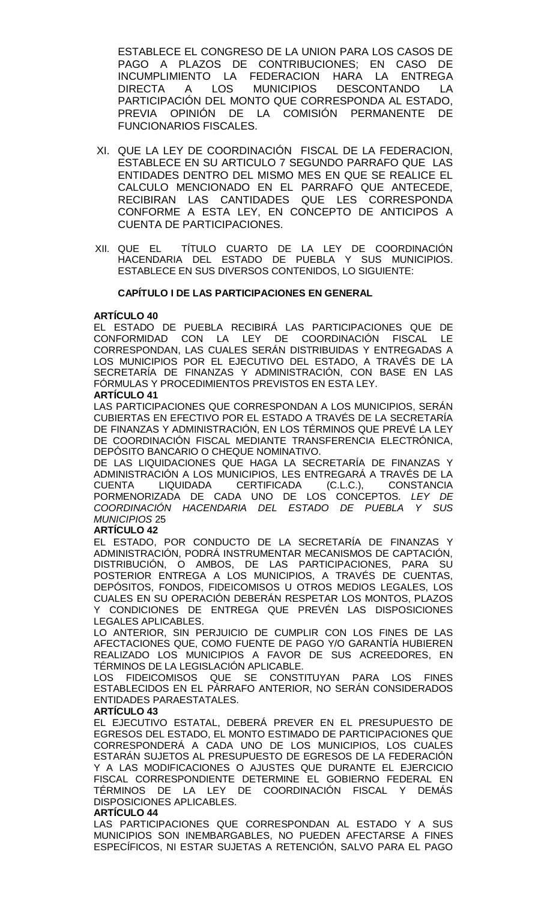ESTABLECE EL CONGRESO DE LA UNION PARA LOS CASOS DE PAGO A PLAZOS DE CONTRIBUCIONES; EN CASO DE INCUMPLIMIENTO LA FEDERACION HARA LA ENTREGA DIRECTA A LOS MUNICIPIOS DESCONTANDO LA PARTICIPACIÓN DEL MONTO QUE CORRESPONDA AL ESTADO, PREVIA OPINIÓN DE LA COMISIÓN PERMANENTE DE FUNCIONARIOS FISCALES.

XI. QUE LA LEY DE COORDINACIÓN FISCAL DE LA FEDERACION, ESTABLECE EN SU ARTICULO 7 SEGUNDO PARRAFO QUE LAS ENTIDADES DENTRO DEL MISMO MES EN QUE SE REALICE EL CALCULO MENCIONADO EN EL PARRAFO QUE ANTECEDE, RECIBIRAN LAS CANTIDADES QUE LES CORRESPONDA CONFORME A ESTA LEY, EN CONCEPTO DE ANTICIPOS A CUENTA DE PARTICIPACIONES.

XII. QUE EL TÍTULO CUARTO DE LA LEY DE COORDINACIÓN HACENDARIA DEL ESTADO DE PUEBLA Y SUS MUNICIPIOS. ESTABLECE EN SUS DIVERSOS CONTENIDOS, LO SIGUIENTE:

**CAPÍTULO I DE LAS PARTICIPACIONES EN GENERAL**

**ARTÍCULO 40**

EL ESTADO DE PUEBLA RECIBIRÁ LAS PARTICIPACIONES QUE DE CONFORMIDAD CON LA LEY DE COORDINACIÓN FISCAL LE CORRESPONDAN, LAS CUALES SERÁN DISTRIBUIDAS Y ENTREGADAS A LOS MUNICIPIOS POR EL EJECUTIVO DEL ESTADO, A TRAVÉS DE LA SECRETARÍA DE FINANZAS Y ADMINISTRACIÓN, CON BASE EN LAS FÓRMULAS Y PROCEDIMIENTOS PREVISTOS EN ESTA LEY.

**ARTÍCULO 41**

LAS PARTICIPACIONES QUE CORRESPONDAN A LOS MUNICIPIOS, SERÁN CUBIERTAS EN EFECTIVO POR EL ESTADO A TRAVÉS DE LA SECRETARÍA DE FINANZAS Y ADMINISTRACIÓN, EN LOS TÉRMINOS QUE PREVÉ LA LEY DE COORDINACIÓN FISCAL MEDIANTE TRANSFERENCIA ELECTRÓNICA, DEPÓSITO BANCARIO O CHEQUE NOMINATIVO.

DE LAS LIQUIDACIONES QUE HAGA LA SECRETARÍA DE FINANZAS Y ADMINISTRACIÓN A LOS MUNICIPIOS, LES ENTREGARÁ A TRAVÉS DE LA CUENTA LIQUIDADA CERTIFICADA (C.L.C.), CONSTANCIA PORMENORIZADA DE CADA UNO DE LOS CONCEPTOS. *LEY DE COORDINACIÓN HACENDARIA DEL ESTADO DE PUEBLA Y SUS MUNICIPIOS* 25

**ARTÍCULO 42**

EL ESTADO, POR CONDUCTO DE LA SECRETARÍA DE FINANZAS Y ADMINISTRACIÓN, PODRÁ INSTRUMENTAR MECANISMOS DE CAPTACIÓN, DISTRIBUCIÓN, O AMBOS, DE LAS PARTICIPACIONES, PARA SU POSTERIOR ENTREGA A LOS MUNICIPIOS, A TRAVÉS DE CUENTAS, DEPÓSITOS, FONDOS, FIDEICOMISOS U OTROS MEDIOS LEGALES, LOS CUALES EN SU OPERACIÓN DEBERÁN RESPETAR LOS MONTOS, PLAZOS Y CONDICIONES DE ENTREGA QUE PREVÉN LAS DISPOSICIONES LEGALES APLICABLES.

LO ANTERIOR, SIN PERJUICIO DE CUMPLIR CON LOS FINES DE LAS AFECTACIONES QUE, COMO FUENTE DE PAGO Y/O GARANTÍA HUBIEREN REALIZADO LOS MUNICIPIOS A FAVOR DE SUS ACREEDORES, EN TÉRMINOS DE LA LEGISLACIÓN APLICABLE.

LOS FIDEICOMISOS QUE SE CONSTITUYAN PARA LOS FINES ESTABLECIDOS EN EL PÁRRAFO ANTERIOR, NO SERÁN CONSIDERADOS ENTIDADES PARAESTATALES.

**ARTÍCULO 43**

EL EJECUTIVO ESTATAL, DEBERÁ PREVER EN EL PRESUPUESTO DE EGRESOS DEL ESTADO, EL MONTO ESTIMADO DE PARTICIPACIONES QUE CORRESPONDERÁ A CADA UNO DE LOS MUNICIPIOS, LOS CUALES ESTARÁN SUJETOS AL PRESUPUESTO DE EGRESOS DE LA FEDERACIÓN Y A LAS MODIFICACIONES O AJUSTES QUE DURANTE EL EJERCICIO FISCAL CORRESPONDIENTE DETERMINE EL GOBIERNO FEDERAL EN TÉRMINOS DE LA LEY DE COORDINACIÓN FISCAL Y DEMÁS DISPOSICIONES APLICABLES.

**ARTÍCULO 44**

LAS PARTICIPACIONES QUE CORRESPONDAN AL ESTADO Y A SUS MUNICIPIOS SON INEMBARGABLES, NO PUEDEN AFECTARSE A FINES ESPECÍFICOS, NI ESTAR SUJETAS A RETENCIÓN, SALVO PARA EL PAGO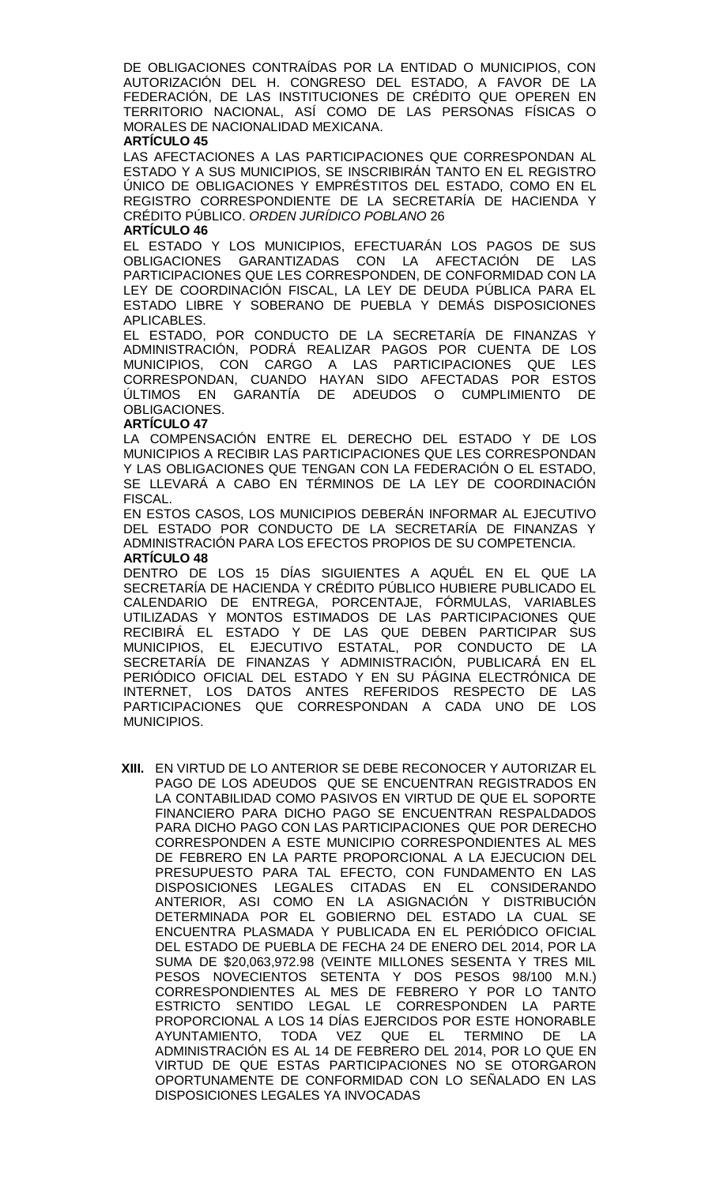DE OBLIGACIONES CONTRAÍDAS POR LA ENTIDAD O MUNICIPIOS, CON AUTORIZACIÓN DEL H. CONGRESO DEL ESTADO, A FAVOR DE LA FEDERACIÓN, DE LAS INSTITUCIONES DE CRÉDITO QUE OPEREN EN TERRITORIO NACIONAL, ASÍ COMO DE LAS PERSONAS FÍSICAS O MORALES DE NACIONALIDAD MEXICANA.

**ARTÍCULO 45**

LAS AFECTACIONES A LAS PARTICIPACIONES QUE CORRESPONDAN AL ESTADO Y A SUS MUNICIPIOS, SE INSCRIBIRÁN TANTO EN EL REGISTRO ÚNICO DE OBLIGACIONES Y EMPRÉSTITOS DEL ESTADO, COMO EN EL REGISTRO CORRESPONDIENTE DE LA SECRETARÍA DE HACIENDA Y CRÉDITO PÚBLICO. *ORDEN JURÍDICO POBLANO* 26

**ARTÍCULO 46**

EL ESTADO Y LOS MUNICIPIOS, EFECTUARÁN LOS PAGOS DE SUS OBLIGACIONES GARANTIZADAS CON LA AFECTACIÓN DE LAS PARTICIPACIONES QUE LES CORRESPONDEN, DE CONFORMIDAD CON LA LEY DE COORDINACIÓN FISCAL, LA LEY DE DEUDA PÚBLICA PARA EL ESTADO LIBRE Y SOBERANO DE PUEBLA Y DEMÁS DISPOSICIONES APLICABLES.

EL ESTADO, POR CONDUCTO DE LA SECRETARÍA DE FINANZAS Y ADMINISTRACIÓN, PODRÁ REALIZAR PAGOS POR CUENTA DE LOS MUNICIPIOS, CON CARGO A LAS PARTICIPACIONES QUE LES CORRESPONDAN, CUANDO HAYAN SIDO AFECTADAS POR ESTOS ÚLTIMOS EN GARANTÍA DE ADEUDOS O CUMPLIMIENTO DE OBLIGACIONES.

**ARTÍCULO 47**

LA COMPENSACIÓN ENTRE EL DERECHO DEL ESTADO Y DE LOS MUNICIPIOS A RECIBIR LAS PARTICIPACIONES QUE LES CORRESPONDAN Y LAS OBLIGACIONES QUE TENGAN CON LA FEDERACIÓN O EL ESTADO, SE LLEVARÁ A CABO EN TÉRMINOS DE LA LEY DE COORDINACIÓN FISCAL.

EN ESTOS CASOS, LOS MUNICIPIOS DEBERÁN INFORMAR AL EJECUTIVO DEL ESTADO POR CONDUCTO DE LA SECRETARÍA DE FINANZAS Y ADMINISTRACIÓN PARA LOS EFECTOS PROPIOS DE SU COMPETENCIA.

**ARTÍCULO 48**

DENTRO DE LOS 15 DÍAS SIGUIENTES A AQUÉL EN EL QUE LA SECRETARÍA DE HACIENDA Y CRÉDITO PÚBLICO HUBIERE PUBLICADO EL CALENDARIO DE ENTREGA, PORCENTAJE, FÓRMULAS, VARIABLES UTILIZADAS Y MONTOS ESTIMADOS DE LAS PARTICIPACIONES QUE RECIBIRÁ EL ESTADO Y DE LAS QUE DEBEN PARTICIPAR SUS MUNICIPIOS, EL EJECUTIVO ESTATAL, POR CONDUCTO DE LA SECRETARÍA DE FINANZAS Y ADMINISTRACIÓN, PUBLICARÁ EN EL PERIÓDICO OFICIAL DEL ESTADO Y EN SU PÁGINA ELECTRÓNICA DE INTERNET, LOS DATOS ANTES REFERIDOS RESPECTO DE LAS PARTICIPACIONES QUE CORRESPONDAN A CADA UNO DE LOS MUNICIPIOS.

**XIII.** EN VIRTUD DE LO ANTERIOR SE DEBE RECONOCER Y AUTORIZAR EL PAGO DE LOS ADEUDOS QUE SE ENCUENTRAN REGISTRADOS EN LA CONTABILIDAD COMO PASIVOS EN VIRTUD DE QUE EL SOPORTE FINANCIERO PARA DICHO PAGO SE ENCUENTRAN RESPALDADOS PARA DICHO PAGO CON LAS PARTICIPACIONES QUE POR DERECHO CORRESPONDEN A ESTE MUNICIPIO CORRESPONDIENTES AL MES DE FEBRERO EN LA PARTE PROPORCIONAL A LA EJECUCION DEL PRESUPUESTO PARA TAL EFECTO, CON FUNDAMENTO EN LAS DISPOSICIONES LEGALES CITADAS EN EL CONSIDERANDO ANTERIOR, ASI COMO EN LA ASIGNACIÓN Y DISTRIBUCIÓN DETERMINADA POR EL GOBIERNO DEL ESTADO LA CUAL SE ENCUENTRA PLASMADA Y PUBLICADA EN EL PERIÓDICO OFICIAL DEL ESTADO DE PUEBLA DE FECHA 24 DE ENERO DEL 2014, POR LA SUMA DE $20,063,972.98 (VEINTE MILLONES SESENTA Y TRES MIL PESOS NOVECIENTOS SETENTA Y DOS PESOS 98/100 M.N.) CORRESPONDIENTES AL MES DE FEBRERO Y POR LO TANTO ESTRICTO SENTIDO LEGAL LE CORRESPONDEN LA PARTE PROPORCIONAL A LOS 14 DÍAS EJERCIDOS POR ESTE HONORABLE AYUNTAMIENTO, TODA VEZ QUE EL TERMINO DE LA ADMINISTRACIÓN ES AL 14 DE FEBRERO DEL 2014, POR LO QUE EN VIRTUD DE QUE ESTAS PARTICIPACIONES NO SE OTORGARON OPORTUNAMENTE DE CONFORMIDAD CON LO SEÑALADO EN LAS DISPOSICIONES LEGALES YA INVOCADAS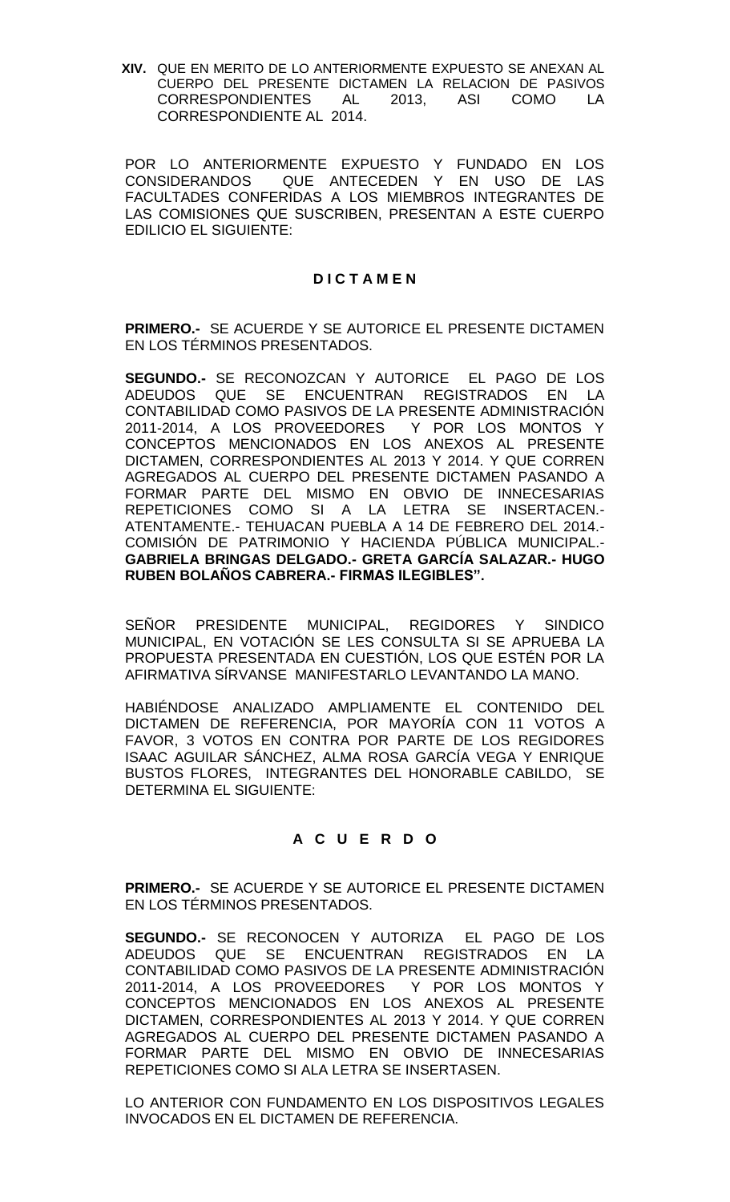**XIV.** QUE EN MERITO DE LO ANTERIORMENTE EXPUESTO SE ANEXAN AL CUERPO DEL PRESENTE DICTAMEN LA RELACION DE PASIVOS CORRESPONDIENTES AL 2013, ASI COMO LA CORRESPONDIENTE AL 2014.

POR LO ANTERIORMENTE EXPUESTO Y FUNDADO EN LOS CONSIDERANDOS QUE ANTECEDEN Y EN USO DE LAS FACULTADES CONFERIDAS A LOS MIEMBROS INTEGRANTES DE LAS COMISIONES QUE SUSCRIBEN, PRESENTAN A ESTE CUERPO EDILICIO EL SIGUIENTE:

**D I C T A M E N**

**PRIMERO.-** SE ACUERDE Y SE AUTORICE EL PRESENTE DICTAMEN EN LOS TÉRMINOS PRESENTADOS.

**SEGUNDO.-** SE RECONOZCAN Y AUTORICE EL PAGO DE LOS ADEUDOS QUE SE ENCUENTRAN REGISTRADOS EN LA CONTABILIDAD COMO PASIVOS DE LA PRESENTE ADMINISTRACIÓN 2011-2014, A LOS PROVEEDORES Y POR LOS MONTOS Y CONCEPTOS MENCIONADOS EN LOS ANEXOS AL PRESENTE DICTAMEN, CORRESPONDIENTES AL 2013 Y 2014. Y QUE CORREN AGREGADOS AL CUERPO DEL PRESENTE DICTAMEN PASANDO A FORMAR PARTE DEL MISMO EN OBVIO DE INNECESARIAS REPETICIONES COMO SI A LA LETRA SE INSERTACEN.- ATENTAMENTE.- TEHUACAN PUEBLA A 14 DE FEBRERO DEL 2014.- COMISIÓN DE PATRIMONIO Y HACIENDA PÚBLICA MUNICIPAL.- **GABRIELA BRINGAS DELGADO.- GRETA GARCÍA SALAZAR.- HUGO RUBEN BOLAÑOS CABRERA.- FIRMAS ILEGIBLES".**

SEÑOR PRESIDENTE MUNICIPAL, REGIDORES Y SINDICO MUNICIPAL, EN VOTACIÓN SE LES CONSULTA SI SE APRUEBA LA PROPUESTA PRESENTADA EN CUESTIÓN, LOS QUE ESTÉN POR LA AFIRMATIVA SÍRVANSE MANIFESTARLO LEVANTANDO LA MANO.

HABIÉNDOSE ANALIZADO AMPLIAMENTE EL CONTENIDO DEL DICTAMEN DE REFERENCIA, POR MAYORÍA CON 11 VOTOS A FAVOR, 3 VOTOS EN CONTRA POR PARTE DE LOS REGIDORES ISAAC AGUILAR SÁNCHEZ, ALMA ROSA GARCÍA VEGA Y ENRIQUE BUSTOS FLORES, INTEGRANTES DEL HONORABLE CABILDO, SE DETERMINA EL SIGUIENTE:

**A C U E R D O**

**PRIMERO.-** SE ACUERDE Y SE AUTORICE EL PRESENTE DICTAMEN EN LOS TÉRMINOS PRESENTADOS.

**SEGUNDO.-** SE RECONOCEN Y AUTORIZA EL PAGO DE LOS ADEUDOS QUE SE ENCUENTRAN REGISTRADOS EN LA CONTABILIDAD COMO PASIVOS DE LA PRESENTE ADMINISTRACIÓN 2011-2014, A LOS PROVEEDORES Y POR LOS MONTOS Y CONCEPTOS MENCIONADOS EN LOS ANEXOS AL PRESENTE DICTAMEN, CORRESPONDIENTES AL 2013 Y 2014. Y QUE CORREN AGREGADOS AL CUERPO DEL PRESENTE DICTAMEN PASANDO A FORMAR PARTE DEL MISMO EN OBVIO DE INNECESARIAS REPETICIONES COMO SI ALA LETRA SE INSERTASEN.

LO ANTERIOR CON FUNDAMENTO EN LOS DISPOSITIVOS LEGALES INVOCADOS EN EL DICTAMEN DE REFERENCIA.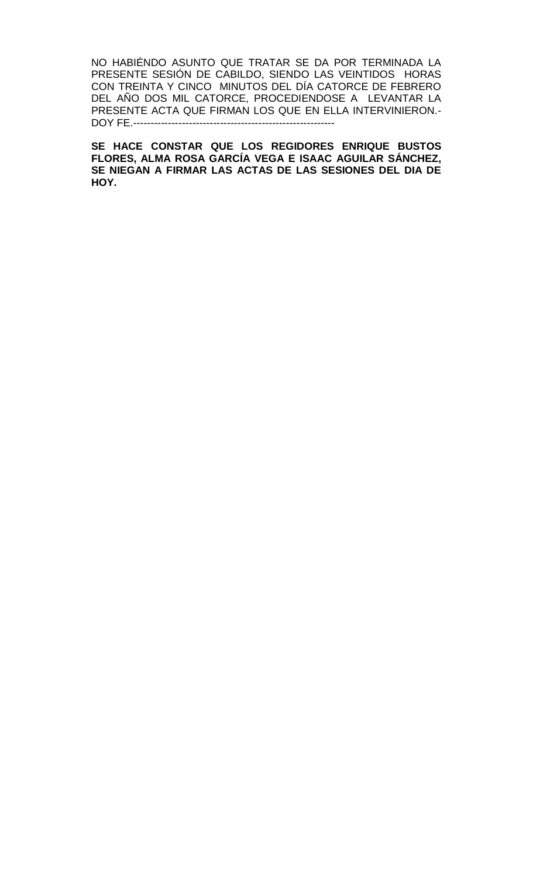NO HABIÉNDO ASUNTO QUE TRATAR SE DA POR TERMINADA LA PRESENTE SESIÓN DE CABILDO, SIENDO LAS VEINTIDOS HORAS CON TREINTA Y CINCO MINUTOS DEL DÍA CATORCE DE FEBRERO DEL AÑO DOS MIL CATORCE, PROCEDIENDOSE A LEVANTAR LA PRESENTE ACTA QUE FIRMAN LOS QUE EN ELLA INTERVINIERON.- DOY FE.----------------------------------------------------------

**SE HACE CONSTAR QUE LOS REGIDORES ENRIQUE BUSTOS FLORES, ALMA ROSA GARCÍA VEGA E ISAAC AGUILAR SÁNCHEZ, SE NIEGAN A FIRMAR LAS ACTAS DE LAS SESIONES DEL DIA DE HOY.**